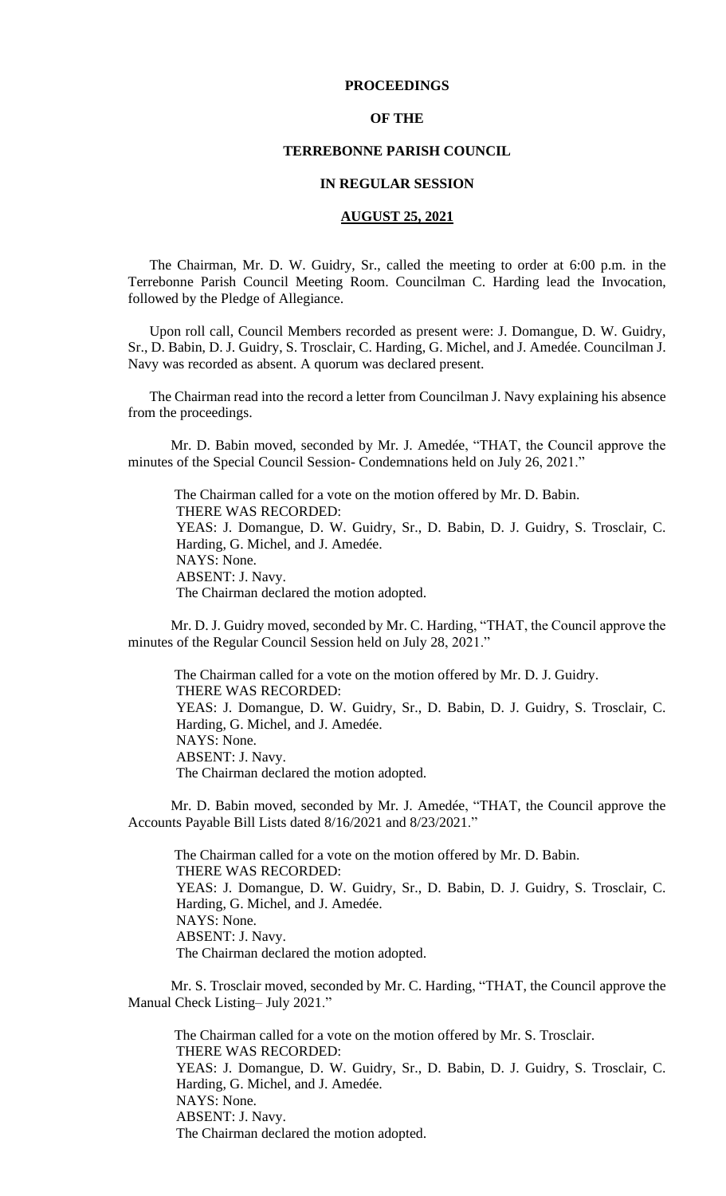**PROCEEDINGS**

**OF THE**

**TERREBONNE PARISH COUNCIL**

**IN REGULAR SESSION**

**AUGUST 25, 2021**

The Chairman, Mr. D. W. Guidry, Sr., called the meeting to order at 6:00 p.m. in the Terrebonne Parish Council Meeting Room. Councilman C. Harding lead the Invocation, followed by the Pledge of Allegiance.

Upon roll call, Council Members recorded as present were: J. Domangue, D. W. Guidry, Sr., D. Babin, D. J. Guidry, S. Trosclair, C. Harding, G. Michel, and J. Amedée. Councilman J. Navy was recorded as absent. A quorum was declared present.

The Chairman read into the record a letter from Councilman J. Navy explaining his absence from the proceedings.

Mr. D. Babin moved, seconded by Mr. J. Amedée, "THAT, the Council approve the minutes of the Special Council Session- Condemnations held on July 26, 2021."

The Chairman called for a vote on the motion offered by Mr. D. Babin.
THERE WAS RECORDED:
YEAS: J. Domangue, D. W. Guidry, Sr., D. Babin, D. J. Guidry, S. Trosclair, C. Harding, G. Michel, and J. Amedée.
NAYS: None.
ABSENT: J. Navy.
The Chairman declared the motion adopted.

Mr. D. J. Guidry moved, seconded by Mr. C. Harding, "THAT, the Council approve the minutes of the Regular Council Session held on July 28, 2021."

The Chairman called for a vote on the motion offered by Mr. D. J. Guidry.
THERE WAS RECORDED:
YEAS: J. Domangue, D. W. Guidry, Sr., D. Babin, D. J. Guidry, S. Trosclair, C. Harding, G. Michel, and J. Amedée.
NAYS: None.
ABSENT: J. Navy.
The Chairman declared the motion adopted.

Mr. D. Babin moved, seconded by Mr. J. Amedée, "THAT, the Council approve the Accounts Payable Bill Lists dated 8/16/2021 and 8/23/2021."

The Chairman called for a vote on the motion offered by Mr. D. Babin.
THERE WAS RECORDED:
YEAS: J. Domangue, D. W. Guidry, Sr., D. Babin, D. J. Guidry, S. Trosclair, C. Harding, G. Michel, and J. Amedée.
NAYS: None.
ABSENT: J. Navy.
The Chairman declared the motion adopted.

Mr. S. Trosclair moved, seconded by Mr. C. Harding, "THAT, the Council approve the Manual Check Listing– July 2021."

The Chairman called for a vote on the motion offered by Mr. S. Trosclair.
THERE WAS RECORDED:
YEAS: J. Domangue, D. W. Guidry, Sr., D. Babin, D. J. Guidry, S. Trosclair, C. Harding, G. Michel, and J. Amedée.
NAYS: None.
ABSENT: J. Navy.
The Chairman declared the motion adopted.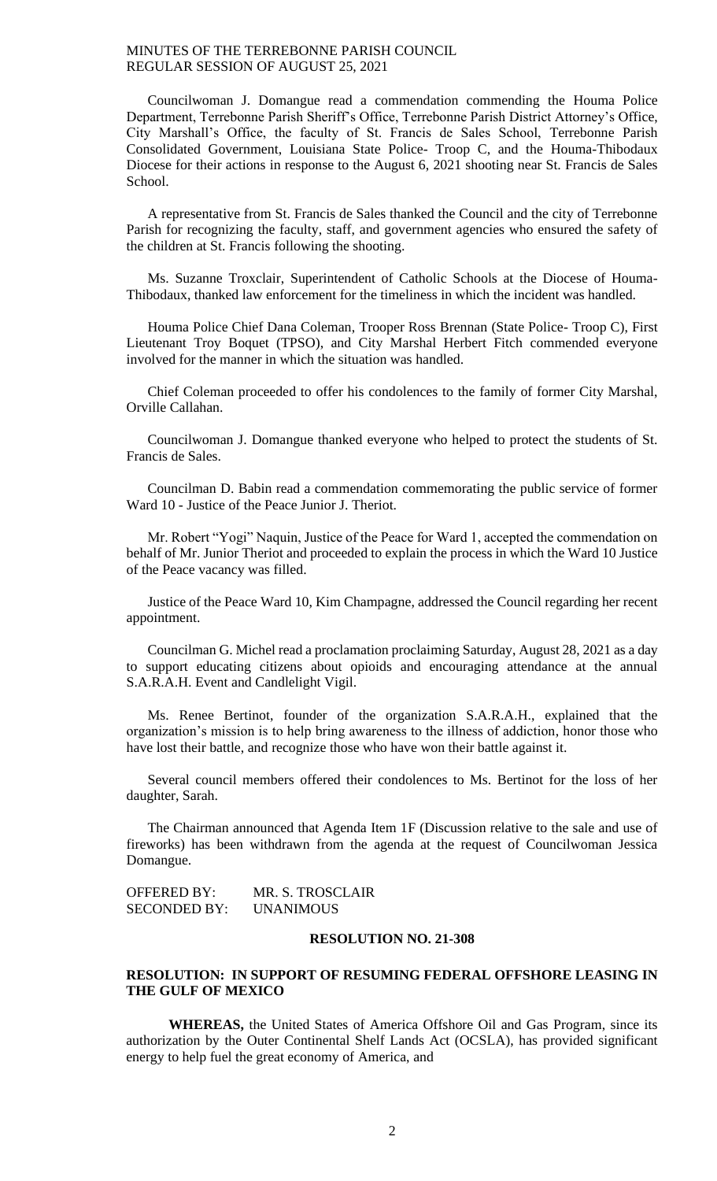Councilwoman J. Domangue read a commendation commending the Houma Police Department, Terrebonne Parish Sheriff's Office, Terrebonne Parish District Attorney's Office, City Marshall's Office, the faculty of St. Francis de Sales School, Terrebonne Parish Consolidated Government, Louisiana State Police- Troop C, and the Houma-Thibodaux Diocese for their actions in response to the August 6, 2021 shooting near St. Francis de Sales School.

A representative from St. Francis de Sales thanked the Council and the city of Terrebonne Parish for recognizing the faculty, staff, and government agencies who ensured the safety of the children at St. Francis following the shooting.

Ms. Suzanne Troxclair, Superintendent of Catholic Schools at the Diocese of Houma-Thibodaux, thanked law enforcement for the timeliness in which the incident was handled.

Houma Police Chief Dana Coleman, Trooper Ross Brennan (State Police- Troop C), First Lieutenant Troy Boquet (TPSO), and City Marshal Herbert Fitch commended everyone involved for the manner in which the situation was handled.

Chief Coleman proceeded to offer his condolences to the family of former City Marshal, Orville Callahan.

Councilwoman J. Domangue thanked everyone who helped to protect the students of St. Francis de Sales.

Councilman D. Babin read a commendation commemorating the public service of former Ward 10 - Justice of the Peace Junior J. Theriot.

Mr. Robert "Yogi" Naquin, Justice of the Peace for Ward 1, accepted the commendation on behalf of Mr. Junior Theriot and proceeded to explain the process in which the Ward 10 Justice of the Peace vacancy was filled.

Justice of the Peace Ward 10, Kim Champagne, addressed the Council regarding her recent appointment.

Councilman G. Michel read a proclamation proclaiming Saturday, August 28, 2021 as a day to support educating citizens about opioids and encouraging attendance at the annual S.A.R.A.H. Event and Candlelight Vigil.

Ms. Renee Bertinot, founder of the organization S.A.R.A.H., explained that the organization's mission is to help bring awareness to the illness of addiction, honor those who have lost their battle, and recognize those who have won their battle against it.

Several council members offered their condolences to Ms. Bertinot for the loss of her daughter, Sarah.

The Chairman announced that Agenda Item 1F (Discussion relative to the sale and use of fireworks) has been withdrawn from the agenda at the request of Councilwoman Jessica Domangue.

OFFERED BY: MR. S. TROSCLAIR
SECONDED BY: UNANIMOUS

**RESOLUTION NO. 21-308**

**RESOLUTION: IN SUPPORT OF RESUMING FEDERAL OFFSHORE LEASING IN THE GULF OF MEXICO**

**WHEREAS,** the United States of America Offshore Oil and Gas Program, since its authorization by the Outer Continental Shelf Lands Act (OCSLA), has provided significant energy to help fuel the great economy of America, and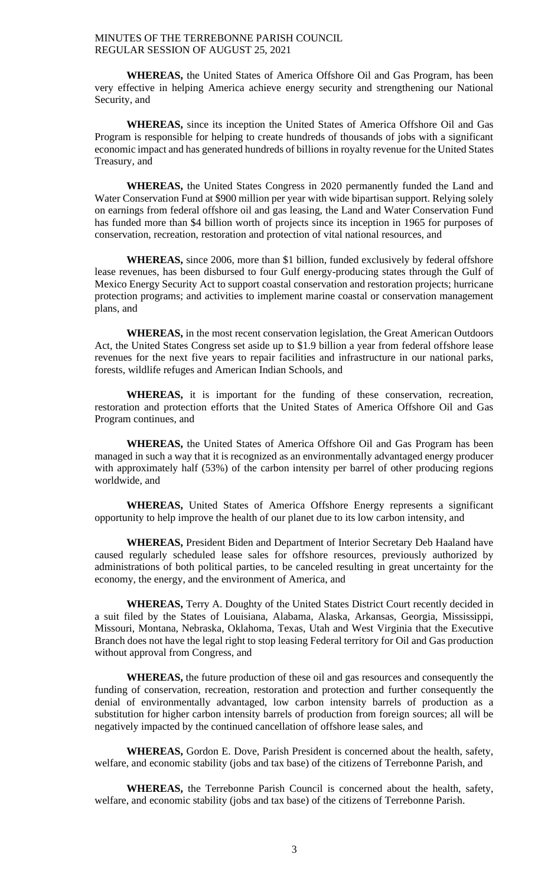**WHEREAS,** the United States of America Offshore Oil and Gas Program, has been very effective in helping America achieve energy security and strengthening our National Security, and

**WHEREAS,** since its inception the United States of America Offshore Oil and Gas Program is responsible for helping to create hundreds of thousands of jobs with a significant economic impact and has generated hundreds of billions in royalty revenue for the United States Treasury, and

**WHEREAS,** the United States Congress in 2020 permanently funded the Land and Water Conservation Fund at $900 million per year with wide bipartisan support. Relying solely on earnings from federal offshore oil and gas leasing, the Land and Water Conservation Fund has funded more than $4 billion worth of projects since its inception in 1965 for purposes of conservation, recreation, restoration and protection of vital national resources, and

**WHEREAS,** since 2006, more than $1 billion, funded exclusively by federal offshore lease revenues, has been disbursed to four Gulf energy-producing states through the Gulf of Mexico Energy Security Act to support coastal conservation and restoration projects; hurricane protection programs; and activities to implement marine coastal or conservation management plans, and

**WHEREAS,** in the most recent conservation legislation, the Great American Outdoors Act, the United States Congress set aside up to $1.9 billion a year from federal offshore lease revenues for the next five years to repair facilities and infrastructure in our national parks, forests, wildlife refuges and American Indian Schools, and

**WHEREAS,** it is important for the funding of these conservation, recreation, restoration and protection efforts that the United States of America Offshore Oil and Gas Program continues, and

**WHEREAS,** the United States of America Offshore Oil and Gas Program has been managed in such a way that it is recognized as an environmentally advantaged energy producer with approximately half (53%) of the carbon intensity per barrel of other producing regions worldwide, and

**WHEREAS,** United States of America Offshore Energy represents a significant opportunity to help improve the health of our planet due to its low carbon intensity, and

**WHEREAS,** President Biden and Department of Interior Secretary Deb Haaland have caused regularly scheduled lease sales for offshore resources, previously authorized by administrations of both political parties, to be canceled resulting in great uncertainty for the economy, the energy, and the environment of America, and

**WHEREAS,** Terry A. Doughty of the United States District Court recently decided in a suit filed by the States of Louisiana, Alabama, Alaska, Arkansas, Georgia, Mississippi, Missouri, Montana, Nebraska, Oklahoma, Texas, Utah and West Virginia that the Executive Branch does not have the legal right to stop leasing Federal territory for Oil and Gas production without approval from Congress, and

**WHEREAS,** the future production of these oil and gas resources and consequently the funding of conservation, recreation, restoration and protection and further consequently the denial of environmentally advantaged, low carbon intensity barrels of production as a substitution for higher carbon intensity barrels of production from foreign sources; all will be negatively impacted by the continued cancellation of offshore lease sales, and

**WHEREAS,** Gordon E. Dove, Parish President is concerned about the health, safety, welfare, and economic stability (jobs and tax base) of the citizens of Terrebonne Parish, and

**WHEREAS,** the Terrebonne Parish Council is concerned about the health, safety, welfare, and economic stability (jobs and tax base) of the citizens of Terrebonne Parish.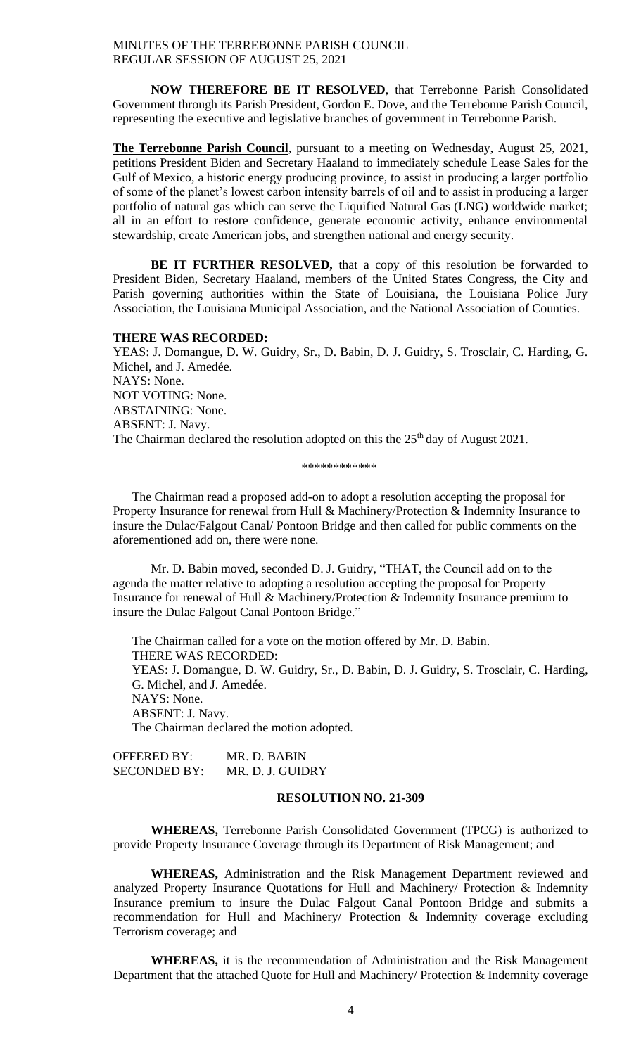**NOW THEREFORE BE IT RESOLVED**, that Terrebonne Parish Consolidated Government through its Parish President, Gordon E. Dove, and the Terrebonne Parish Council, representing the executive and legislative branches of government in Terrebonne Parish.

**The Terrebonne Parish Council**, pursuant to a meeting on Wednesday, August 25, 2021, petitions President Biden and Secretary Haaland to immediately schedule Lease Sales for the Gulf of Mexico, a historic energy producing province, to assist in producing a larger portfolio of some of the planet's lowest carbon intensity barrels of oil and to assist in producing a larger portfolio of natural gas which can serve the Liquified Natural Gas (LNG) worldwide market; all in an effort to restore confidence, generate economic activity, enhance environmental stewardship, create American jobs, and strengthen national and energy security.

**BE IT FURTHER RESOLVED,** that a copy of this resolution be forwarded to President Biden, Secretary Haaland, members of the United States Congress, the City and Parish governing authorities within the State of Louisiana, the Louisiana Police Jury Association, the Louisiana Municipal Association, and the National Association of Counties.

**THERE WAS RECORDED:**
YEAS: J. Domangue, D. W. Guidry, Sr., D. Babin, D. J. Guidry, S. Trosclair, C. Harding, G. Michel, and J. Amedée.
NAYS: None.
NOT VOTING: None.
ABSTAINING: None.
ABSENT: J. Navy.
The Chairman declared the resolution adopted on this the 25th day of August 2021.

\*\*\*\*\*\*\*\*\*\*\*\*

The Chairman read a proposed add-on to adopt a resolution accepting the proposal for Property Insurance for renewal from Hull & Machinery/Protection & Indemnity Insurance to insure the Dulac/Falgout Canal/ Pontoon Bridge and then called for public comments on the aforementioned add on, there were none.

Mr. D. Babin moved, seconded D. J. Guidry, "THAT, the Council add on to the agenda the matter relative to adopting a resolution accepting the proposal for Property Insurance for renewal of Hull & Machinery/Protection & Indemnity Insurance premium to insure the Dulac Falgout Canal Pontoon Bridge."

The Chairman called for a vote on the motion offered by Mr. D. Babin.
THERE WAS RECORDED:
YEAS: J. Domangue, D. W. Guidry, Sr., D. Babin, D. J. Guidry, S. Trosclair, C. Harding, G. Michel, and J. Amedée.
NAYS: None.
ABSENT: J. Navy.
The Chairman declared the motion adopted.

OFFERED BY: MR. D. BABIN
SECONDED BY: MR. D. J. GUIDRY

**RESOLUTION NO. 21-309**

**WHEREAS,** Terrebonne Parish Consolidated Government (TPCG) is authorized to provide Property Insurance Coverage through its Department of Risk Management; and

**WHEREAS,** Administration and the Risk Management Department reviewed and analyzed Property Insurance Quotations for Hull and Machinery/ Protection & Indemnity Insurance premium to insure the Dulac Falgout Canal Pontoon Bridge and submits a recommendation for Hull and Machinery/ Protection & Indemnity coverage excluding Terrorism coverage; and

**WHEREAS,** it is the recommendation of Administration and the Risk Management Department that the attached Quote for Hull and Machinery/ Protection & Indemnity coverage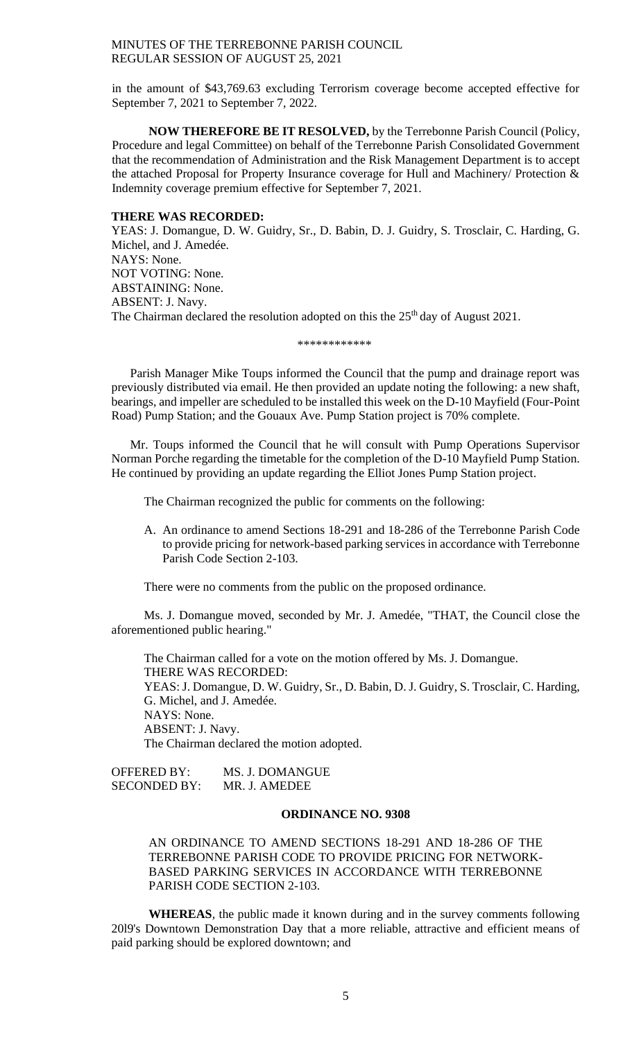in the amount of $43,769.63 excluding Terrorism coverage become accepted effective for September 7, 2021 to September 7, 2022.

**NOW THEREFORE BE IT RESOLVED,** by the Terrebonne Parish Council (Policy, Procedure and legal Committee) on behalf of the Terrebonne Parish Consolidated Government that the recommendation of Administration and the Risk Management Department is to accept the attached Proposal for Property Insurance coverage for Hull and Machinery/ Protection & Indemnity coverage premium effective for September 7, 2021.

**THERE WAS RECORDED:**
YEAS: J. Domangue, D. W. Guidry, Sr., D. Babin, D. J. Guidry, S. Trosclair, C. Harding, G. Michel, and J. Amedée.
NAYS: None.
NOT VOTING: None.
ABSTAINING: None.
ABSENT: J. Navy.
The Chairman declared the resolution adopted on this the 25th day of August 2021.

\*\*\*\*\*\*\*\*\*\*\*\*

Parish Manager Mike Toups informed the Council that the pump and drainage report was previously distributed via email. He then provided an update noting the following: a new shaft, bearings, and impeller are scheduled to be installed this week on the D-10 Mayfield (Four-Point Road) Pump Station; and the Gouaux Ave. Pump Station project is 70% complete.

Mr. Toups informed the Council that he will consult with Pump Operations Supervisor Norman Porche regarding the timetable for the completion of the D-10 Mayfield Pump Station. He continued by providing an update regarding the Elliot Jones Pump Station project.

The Chairman recognized the public for comments on the following:

A. An ordinance to amend Sections 18-291 and 18-286 of the Terrebonne Parish Code to provide pricing for network-based parking services in accordance with Terrebonne Parish Code Section 2-103.

There were no comments from the public on the proposed ordinance.

Ms. J. Domangue moved, seconded by Mr. J. Amedée, "THAT, the Council close the aforementioned public hearing."

The Chairman called for a vote on the motion offered by Ms. J. Domangue.
THERE WAS RECORDED:
YEAS: J. Domangue, D. W. Guidry, Sr., D. Babin, D. J. Guidry, S. Trosclair, C. Harding, G. Michel, and J. Amedée.
NAYS: None.
ABSENT: J. Navy.
The Chairman declared the motion adopted.

OFFERED BY: MS. J. DOMANGUE
SECONDED BY: MR. J. AMEDEE

**ORDINANCE NO. 9308**

AN ORDINANCE TO AMEND SECTIONS 18-291 AND 18-286 OF THE TERREBONNE PARISH CODE TO PROVIDE PRICING FOR NETWORK-BASED PARKING SERVICES IN ACCORDANCE WITH TERREBONNE PARISH CODE SECTION 2-103.

**WHEREAS**, the public made it known during and in the survey comments following 20l9's Downtown Demonstration Day that a more reliable, attractive and efficient means of paid parking should be explored downtown; and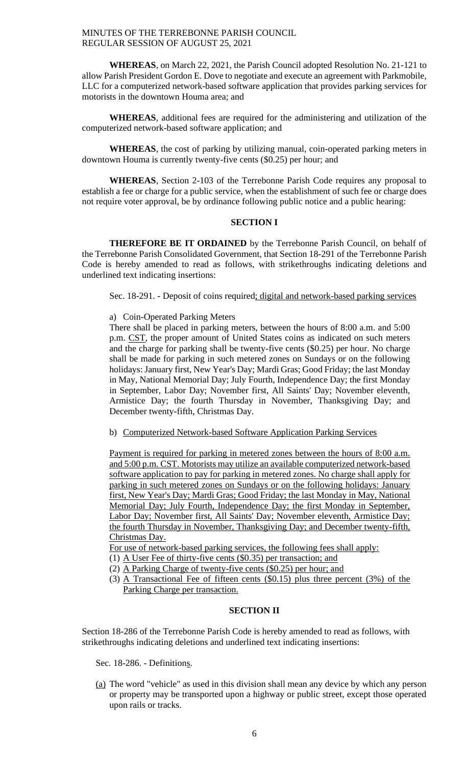**WHEREAS**, on March 22, 2021, the Parish Council adopted Resolution No. 21-121 to allow Parish President Gordon E. Dove to negotiate and execute an agreement with Parkmobile, LLC for a computerized network-based software application that provides parking services for motorists in the downtown Houma area; and

**WHEREAS**, additional fees are required for the administering and utilization of the computerized network-based software application; and

**WHEREAS**, the cost of parking by utilizing manual, coin-operated parking meters in downtown Houma is currently twenty-five cents ($0.25) per hour; and

**WHEREAS**, Section 2-103 of the Terrebonne Parish Code requires any proposal to establish a fee or charge for a public service, when the establishment of such fee or charge does not require voter approval, be by ordinance following public notice and a public hearing:

## SECTION I

**THEREFORE BE IT ORDAINED** by the Terrebonne Parish Council, on behalf of the Terrebonne Parish Consolidated Government, that Section 18-291 of the Terrebonne Parish Code is hereby amended to read as follows, with strikethroughs indicating deletions and underlined text indicating insertions:

Sec. 18-291. - Deposit of coins required; digital and network-based parking services

a) Coin-Operated Parking Meters

There shall be placed in parking meters, between the hours of 8:00 a.m. and 5:00 p.m. CST, the proper amount of United States coins as indicated on such meters and the charge for parking shall be twenty-five cents ($0.25) per hour. No charge shall be made for parking in such metered zones on Sundays or on the following holidays: January first, New Year's Day; Mardi Gras; Good Friday; the last Monday in May, National Memorial Day; July Fourth, Independence Day; the first Monday in September, Labor Day; November first, All Saints' Day; November eleventh, Armistice Day; the fourth Thursday in November, Thanksgiving Day; and December twenty-fifth, Christmas Day.

b) Computerized Network-based Software Application Parking Services

Payment is required for parking in metered zones between the hours of 8:00 a.m. and 5:00 p.m. CST. Motorists may utilize an available computerized network-based software application to pay for parking in metered zones. No charge shall apply for parking in such metered zones on Sundays or on the following holidays: January first, New Year's Day; Mardi Gras; Good Friday; the last Monday in May, National Memorial Day; July Fourth, Independence Day; the first Monday in September, Labor Day; November first, All Saints' Day; November eleventh, Armistice Day; the fourth Thursday in November, Thanksgiving Day; and December twenty-fifth, Christmas Day.

For use of network-based parking services, the following fees shall apply:

(1) A User Fee of thirty-five cents ($0.35) per transaction; and
(2) A Parking Charge of twenty-five cents ($0.25) per hour; and
(3) A Transactional Fee of fifteen cents ($0.15) plus three percent (3%) of the Parking Charge per transaction.

## SECTION II

Section 18-286 of the Terrebonne Parish Code is hereby amended to read as follows, with strikethroughs indicating deletions and underlined text indicating insertions:

Sec. 18-286. - Definitions.

(a) The word "vehicle" as used in this division shall mean any device by which any person or property may be transported upon a highway or public street, except those operated upon rails or tracks.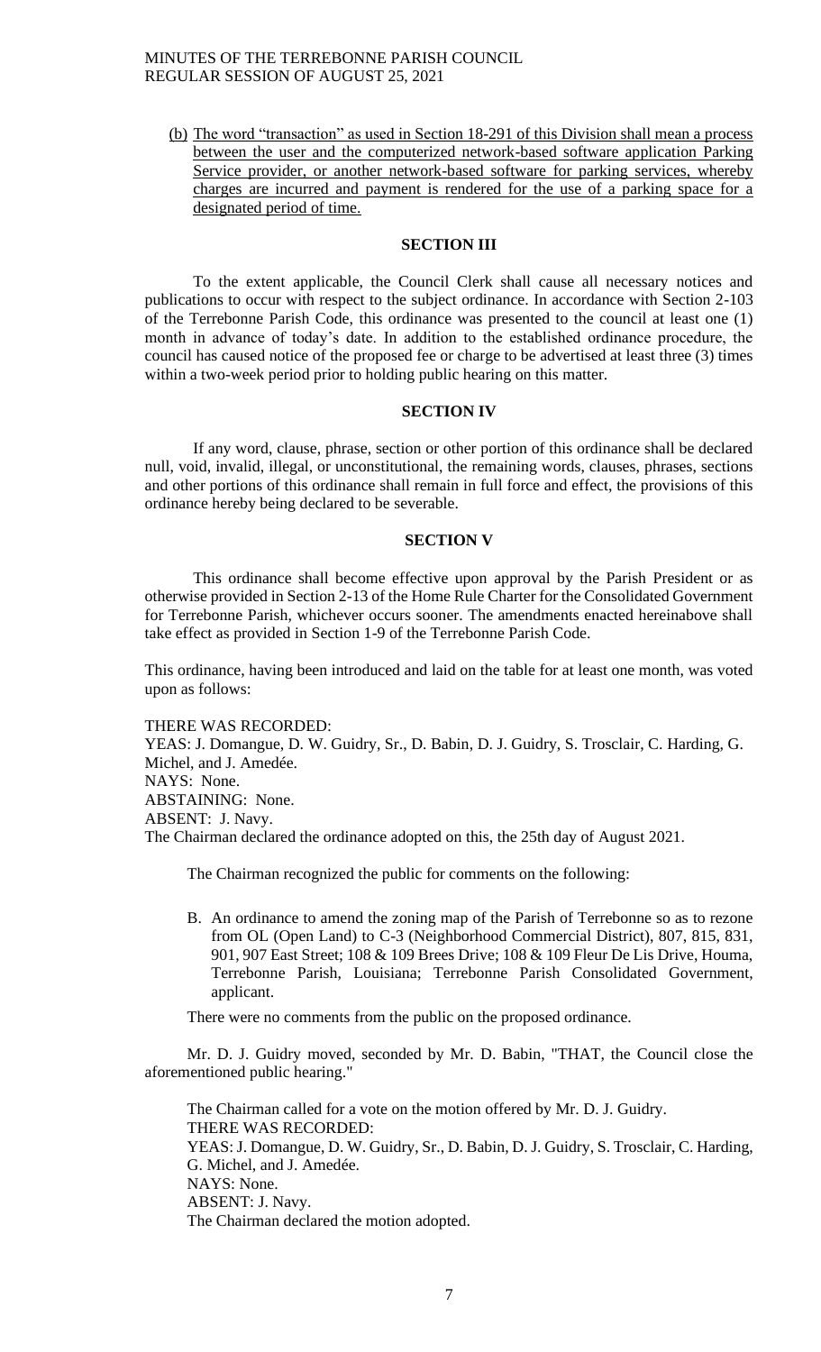(b) The word "transaction" as used in Section 18-291 of this Division shall mean a process between the user and the computerized network-based software application Parking Service provider, or another network-based software for parking services, whereby charges are incurred and payment is rendered for the use of a parking space for a designated period of time.

## SECTION III

To the extent applicable, the Council Clerk shall cause all necessary notices and publications to occur with respect to the subject ordinance. In accordance with Section 2-103 of the Terrebonne Parish Code, this ordinance was presented to the council at least one (1) month in advance of today's date. In addition to the established ordinance procedure, the council has caused notice of the proposed fee or charge to be advertised at least three (3) times within a two-week period prior to holding public hearing on this matter.

## SECTION IV

If any word, clause, phrase, section or other portion of this ordinance shall be declared null, void, invalid, illegal, or unconstitutional, the remaining words, clauses, phrases, sections and other portions of this ordinance shall remain in full force and effect, the provisions of this ordinance hereby being declared to be severable.

## SECTION V

This ordinance shall become effective upon approval by the Parish President or as otherwise provided in Section 2-13 of the Home Rule Charter for the Consolidated Government for Terrebonne Parish, whichever occurs sooner. The amendments enacted hereinabove shall take effect as provided in Section 1-9 of the Terrebonne Parish Code.

This ordinance, having been introduced and laid on the table for at least one month, was voted upon as follows:

THERE WAS RECORDED:
YEAS: J. Domangue, D. W. Guidry, Sr., D. Babin, D. J. Guidry, S. Trosclair, C. Harding, G. Michel, and J. Amedée.
NAYS: None.
ABSTAINING: None.
ABSENT: J. Navy.
The Chairman declared the ordinance adopted on this, the 25th day of August 2021.

The Chairman recognized the public for comments on the following:

B. An ordinance to amend the zoning map of the Parish of Terrebonne so as to rezone from OL (Open Land) to C-3 (Neighborhood Commercial District), 807, 815, 831, 901, 907 East Street; 108 & 109 Brees Drive; 108 & 109 Fleur De Lis Drive, Houma, Terrebonne Parish, Louisiana; Terrebonne Parish Consolidated Government, applicant.

There were no comments from the public on the proposed ordinance.

Mr. D. J. Guidry moved, seconded by Mr. D. Babin, "THAT, the Council close the aforementioned public hearing."

The Chairman called for a vote on the motion offered by Mr. D. J. Guidry.
THERE WAS RECORDED:
YEAS: J. Domangue, D. W. Guidry, Sr., D. Babin, D. J. Guidry, S. Trosclair, C. Harding, G. Michel, and J. Amedée.
NAYS: None.
ABSENT: J. Navy.
The Chairman declared the motion adopted.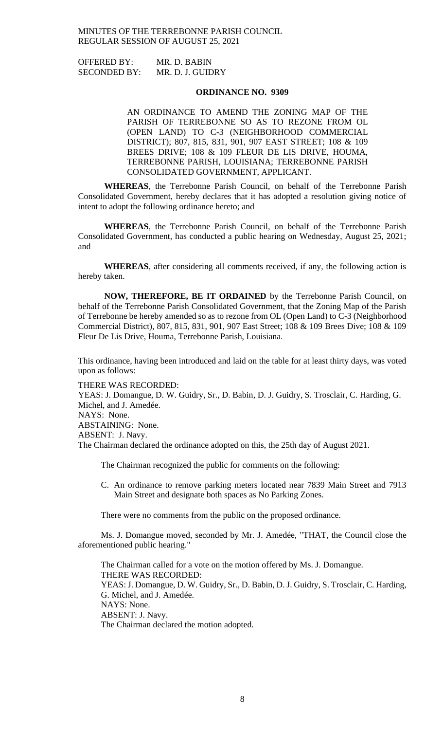OFFERED BY: MR. D. BABIN
SECONDED BY: MR. D. J. GUIDRY

**ORDINANCE NO. 9309**

AN ORDINANCE TO AMEND THE ZONING MAP OF THE PARISH OF TERREBONNE SO AS TO REZONE FROM OL (OPEN LAND) TO C-3 (NEIGHBORHOOD COMMERCIAL DISTRICT); 807, 815, 831, 901, 907 EAST STREET; 108 & 109 BREES DRIVE; 108 & 109 FLEUR DE LIS DRIVE, HOUMA, TERREBONNE PARISH, LOUISIANA; TERREBONNE PARISH CONSOLIDATED GOVERNMENT, APPLICANT.

**WHEREAS**, the Terrebonne Parish Council, on behalf of the Terrebonne Parish Consolidated Government, hereby declares that it has adopted a resolution giving notice of intent to adopt the following ordinance hereto; and

**WHEREAS**, the Terrebonne Parish Council, on behalf of the Terrebonne Parish Consolidated Government, has conducted a public hearing on Wednesday, August 25, 2021; and

**WHEREAS**, after considering all comments received, if any, the following action is hereby taken.

**NOW, THEREFORE, BE IT ORDAINED** by the Terrebonne Parish Council, on behalf of the Terrebonne Parish Consolidated Government, that the Zoning Map of the Parish of Terrebonne be hereby amended so as to rezone from OL (Open Land) to C-3 (Neighborhood Commercial District), 807, 815, 831, 901, 907 East Street; 108 & 109 Brees Dive; 108 & 109 Fleur De Lis Drive, Houma, Terrebonne Parish, Louisiana.

This ordinance, having been introduced and laid on the table for at least thirty days, was voted upon as follows:

THERE WAS RECORDED:
YEAS: J. Domangue, D. W. Guidry, Sr., D. Babin, D. J. Guidry, S. Trosclair, C. Harding, G. Michel, and J. Amedée.
NAYS: None.
ABSTAINING: None.
ABSENT: J. Navy.
The Chairman declared the ordinance adopted on this, the 25th day of August 2021.

The Chairman recognized the public for comments on the following:

C. An ordinance to remove parking meters located near 7839 Main Street and 7913 Main Street and designate both spaces as No Parking Zones.

There were no comments from the public on the proposed ordinance.

Ms. J. Domangue moved, seconded by Mr. J. Amedée, "THAT, the Council close the aforementioned public hearing."

The Chairman called for a vote on the motion offered by Ms. J. Domangue.
THERE WAS RECORDED:
YEAS: J. Domangue, D. W. Guidry, Sr., D. Babin, D. J. Guidry, S. Trosclair, C. Harding, G. Michel, and J. Amedée.
NAYS: None.
ABSENT: J. Navy.
The Chairman declared the motion adopted.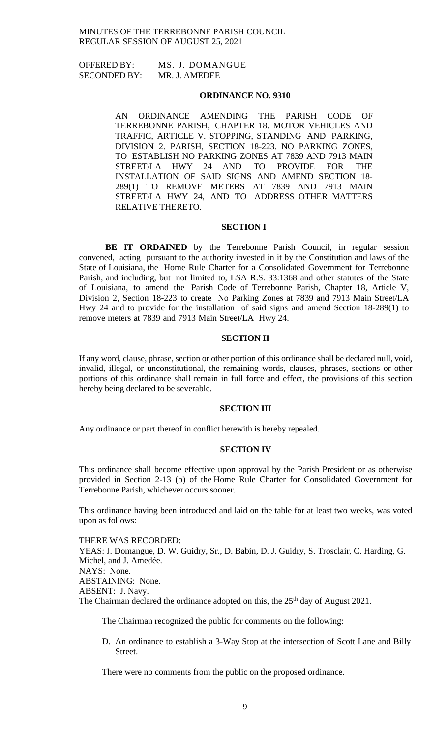OFFERED BY: MS. J. DOMANGUE
SECONDED BY: MR. J. AMEDEE

**ORDINANCE NO. 9310**

AN ORDINANCE AMENDING THE PARISH CODE OF TERREBONNE PARISH, CHAPTER 18. MOTOR VEHICLES AND TRAFFIC, ARTICLE V. STOPPING, STANDING AND PARKING, DIVISION 2. PARISH, SECTION 18-223. NO PARKING ZONES, TO ESTABLISH NO PARKING ZONES AT 7839 AND 7913 MAIN STREET/LA HWY 24 AND TO PROVIDE FOR THE INSTALLATION OF SAID SIGNS AND AMEND SECTION 18-289(1) TO REMOVE METERS AT 7839 AND 7913 MAIN STREET/LA HWY 24, AND TO ADDRESS OTHER MATTERS RELATIVE THERETO.

**SECTION I**

**BE IT ORDAINED** by the Terrebonne Parish Council, in regular session convened, acting pursuant to the authority invested in it by the Constitution and laws of the State of Louisiana, the Home Rule Charter for a Consolidated Government for Terrebonne Parish, and including, but not limited to, LSA R.S. 33:1368 and other statutes of the State of Louisiana, to amend the Parish Code of Terrebonne Parish, Chapter 18, Article V, Division 2, Section 18-223 to create No Parking Zones at 7839 and 7913 Main Street/LA Hwy 24 and to provide for the installation of said signs and amend Section 18-289(1) to remove meters at 7839 and 7913 Main Street/LA Hwy 24.

**SECTION II**

If any word, clause, phrase, section or other portion of this ordinance shall be declared null, void, invalid, illegal, or unconstitutional, the remaining words, clauses, phrases, sections or other portions of this ordinance shall remain in full force and effect, the provisions of this section hereby being declared to be severable.

**SECTION III**

Any ordinance or part thereof in conflict herewith is hereby repealed.

**SECTION IV**

This ordinance shall become effective upon approval by the Parish President or as otherwise provided in Section 2-13 (b) of the Home Rule Charter for Consolidated Government for Terrebonne Parish, whichever occurs sooner.

This ordinance having been introduced and laid on the table for at least two weeks, was voted upon as follows:

THERE WAS RECORDED:
YEAS: J. Domangue, D. W. Guidry, Sr., D. Babin, D. J. Guidry, S. Trosclair, C. Harding, G. Michel, and J. Amedée.
NAYS: None.
ABSTAINING: None.
ABSENT: J. Navy.
The Chairman declared the ordinance adopted on this, the 25th day of August 2021.

The Chairman recognized the public for comments on the following:

D. An ordinance to establish a 3-Way Stop at the intersection of Scott Lane and Billy Street.

There were no comments from the public on the proposed ordinance.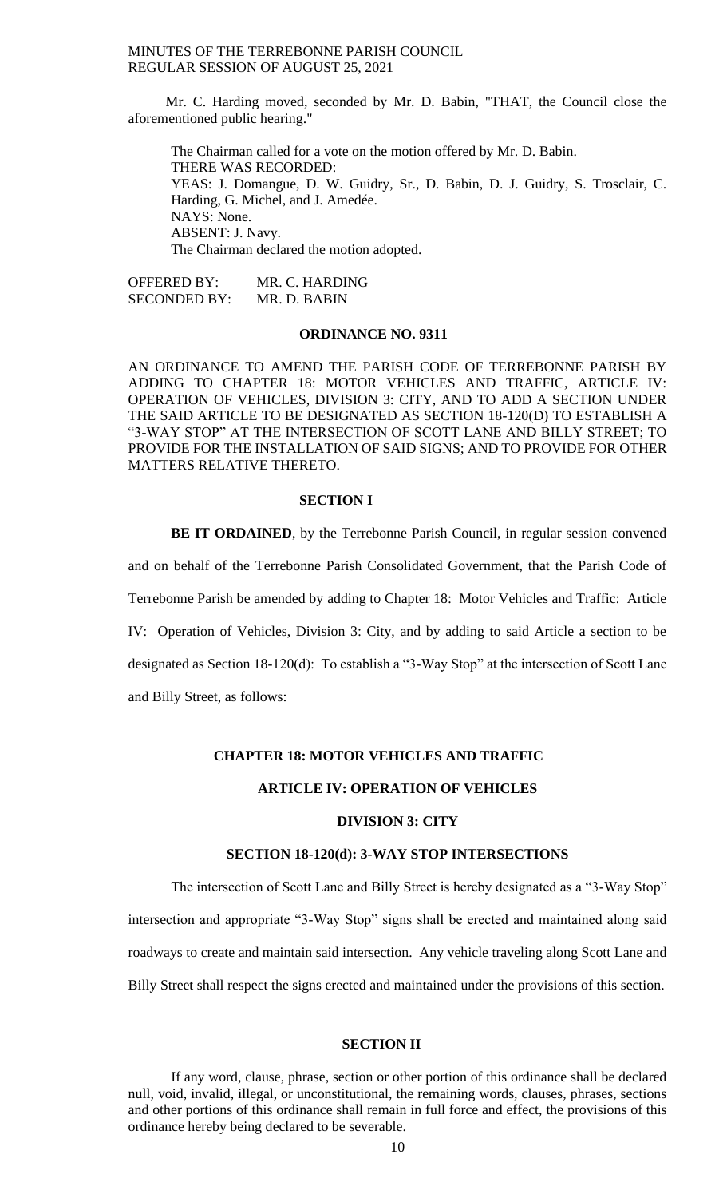Mr. C. Harding moved, seconded by Mr. D. Babin, "THAT, the Council close the aforementioned public hearing."

The Chairman called for a vote on the motion offered by Mr. D. Babin.
THERE WAS RECORDED:
YEAS: J. Domangue, D. W. Guidry, Sr., D. Babin, D. J. Guidry, S. Trosclair, C. Harding, G. Michel, and J. Amedée.
NAYS: None.
ABSENT: J. Navy.
The Chairman declared the motion adopted.

OFFERED BY: MR. C. HARDING
SECONDED BY: MR. D. BABIN

**ORDINANCE NO. 9311**

AN ORDINANCE TO AMEND THE PARISH CODE OF TERREBONNE PARISH BY ADDING TO CHAPTER 18: MOTOR VEHICLES AND TRAFFIC, ARTICLE IV: OPERATION OF VEHICLES, DIVISION 3: CITY, AND TO ADD A SECTION UNDER THE SAID ARTICLE TO BE DESIGNATED AS SECTION 18-120(D) TO ESTABLISH A "3-WAY STOP" AT THE INTERSECTION OF SCOTT LANE AND BILLY STREET; TO PROVIDE FOR THE INSTALLATION OF SAID SIGNS; AND TO PROVIDE FOR OTHER MATTERS RELATIVE THERETO.

**SECTION I**

**BE IT ORDAINED**, by the Terrebonne Parish Council, in regular session convened and on behalf of the Terrebonne Parish Consolidated Government, that the Parish Code of Terrebonne Parish be amended by adding to Chapter 18: Motor Vehicles and Traffic: Article IV: Operation of Vehicles, Division 3: City, and by adding to said Article a section to be designated as Section 18-120(d): To establish a "3-Way Stop" at the intersection of Scott Lane and Billy Street, as follows:

**CHAPTER 18: MOTOR VEHICLES AND TRAFFIC**

**ARTICLE IV: OPERATION OF VEHICLES**

**DIVISION 3: CITY**

**SECTION 18-120(d): 3-WAY STOP INTERSECTIONS**

The intersection of Scott Lane and Billy Street is hereby designated as a "3-Way Stop" intersection and appropriate "3-Way Stop" signs shall be erected and maintained along said roadways to create and maintain said intersection. Any vehicle traveling along Scott Lane and Billy Street shall respect the signs erected and maintained under the provisions of this section.

**SECTION II**

If any word, clause, phrase, section or other portion of this ordinance shall be declared null, void, invalid, illegal, or unconstitutional, the remaining words, clauses, phrases, sections and other portions of this ordinance shall remain in full force and effect, the provisions of this ordinance hereby being declared to be severable.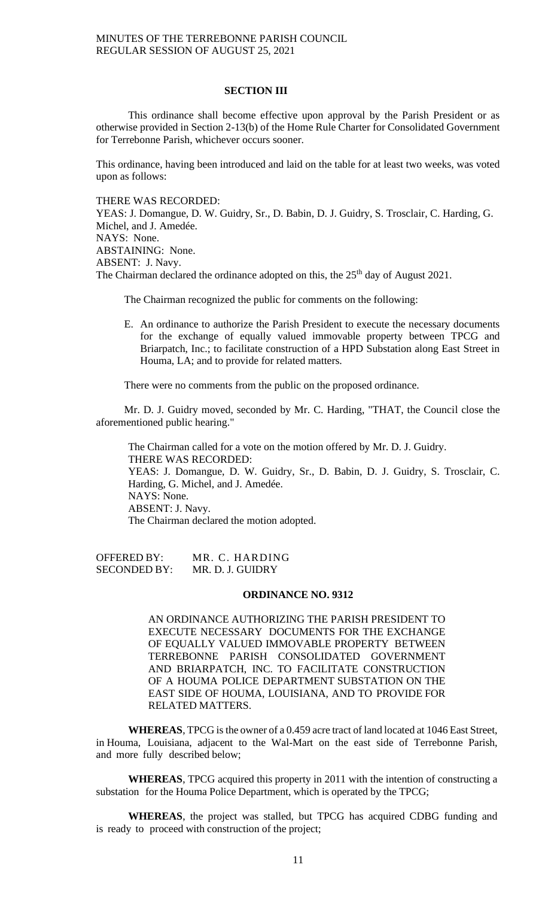**SECTION III**

This ordinance shall become effective upon approval by the Parish President or as otherwise provided in Section 2-13(b) of the Home Rule Charter for Consolidated Government for Terrebonne Parish, whichever occurs sooner.

This ordinance, having been introduced and laid on the table for at least two weeks, was voted upon as follows:

THERE WAS RECORDED:
YEAS: J. Domangue, D. W. Guidry, Sr., D. Babin, D. J. Guidry, S. Trosclair, C. Harding, G. Michel, and J. Amedée.
NAYS: None.
ABSTAINING: None.
ABSENT: J. Navy.
The Chairman declared the ordinance adopted on this, the 25th day of August 2021.

The Chairman recognized the public for comments on the following:

E. An ordinance to authorize the Parish President to execute the necessary documents for the exchange of equally valued immovable property between TPCG and Briarpatch, Inc.; to facilitate construction of a HPD Substation along East Street in Houma, LA; and to provide for related matters.

There were no comments from the public on the proposed ordinance.

Mr. D. J. Guidry moved, seconded by Mr. C. Harding, "THAT, the Council close the aforementioned public hearing."

The Chairman called for a vote on the motion offered by Mr. D. J. Guidry.
THERE WAS RECORDED:
YEAS: J. Domangue, D. W. Guidry, Sr., D. Babin, D. J. Guidry, S. Trosclair, C. Harding, G. Michel, and J. Amedée.
NAYS: None.
ABSENT: J. Navy.
The Chairman declared the motion adopted.

OFFERED BY: MR. C. HARDING
SECONDED BY: MR. D. J. GUIDRY

**ORDINANCE NO. 9312**

AN ORDINANCE AUTHORIZING THE PARISH PRESIDENT TO EXECUTE NECESSARY DOCUMENTS FOR THE EXCHANGE OF EQUALLY VALUED IMMOVABLE PROPERTY BETWEEN TERREBONNE PARISH CONSOLIDATED GOVERNMENT AND BRIARPATCH, INC. TO FACILITATE CONSTRUCTION OF A HOUMA POLICE DEPARTMENT SUBSTATION ON THE EAST SIDE OF HOUMA, LOUISIANA, AND TO PROVIDE FOR RELATED MATTERS.

**WHEREAS**, TPCG is the owner of a 0.459 acre tract of land located at 1046 East Street, in Houma, Louisiana, adjacent to the Wal-Mart on the east side of Terrebonne Parish, and more fully described below;

**WHEREAS**, TPCG acquired this property in 2011 with the intention of constructing a substation for the Houma Police Department, which is operated by the TPCG;

**WHEREAS**, the project was stalled, but TPCG has acquired CDBG funding and is ready to proceed with construction of the project;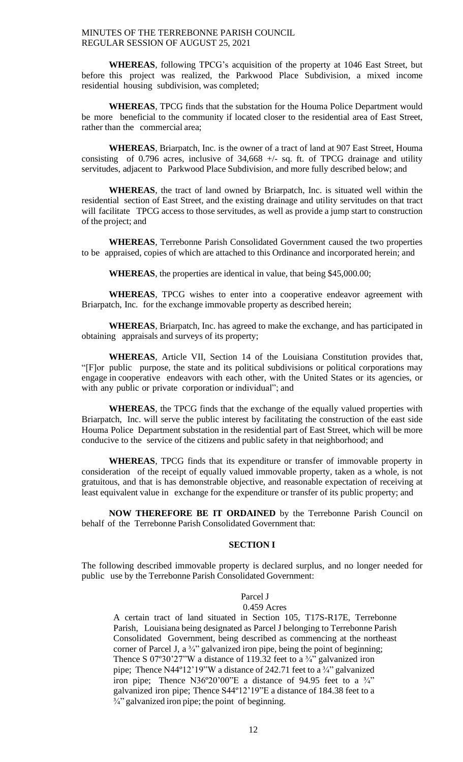**WHEREAS**, following TPCG's acquisition of the property at 1046 East Street, but before this project was realized, the Parkwood Place Subdivision, a mixed income residential housing subdivision, was completed;

**WHEREAS**, TPCG finds that the substation for the Houma Police Department would be more beneficial to the community if located closer to the residential area of East Street, rather than the commercial area;

**WHEREAS**, Briarpatch, Inc. is the owner of a tract of land at 907 East Street, Houma consisting of 0.796 acres, inclusive of 34,668 +/- sq. ft. of TPCG drainage and utility servitudes, adjacent to Parkwood Place Subdivision, and more fully described below; and

**WHEREAS**, the tract of land owned by Briarpatch, Inc. is situated well within the residential section of East Street, and the existing drainage and utility servitudes on that tract will facilitate TPCG access to those servitudes, as well as provide a jump start to construction of the project; and

**WHEREAS**, Terrebonne Parish Consolidated Government caused the two properties to be appraised, copies of which are attached to this Ordinance and incorporated herein; and

**WHEREAS**, the properties are identical in value, that being $45,000.00;

**WHEREAS**, TPCG wishes to enter into a cooperative endeavor agreement with Briarpatch, Inc. for the exchange immovable property as described herein;

**WHEREAS**, Briarpatch, Inc. has agreed to make the exchange, and has participated in obtaining appraisals and surveys of its property;

**WHEREAS**, Article VII, Section 14 of the Louisiana Constitution provides that, "[F]or public purpose, the state and its political subdivisions or political corporations may engage in cooperative endeavors with each other, with the United States or its agencies, or with any public or private corporation or individual"; and

**WHEREAS**, the TPCG finds that the exchange of the equally valued properties with Briarpatch, Inc. will serve the public interest by facilitating the construction of the east side Houma Police Department substation in the residential part of East Street, which will be more conducive to the service of the citizens and public safety in that neighborhood; and

**WHEREAS**, TPCG finds that its expenditure or transfer of immovable property in consideration of the receipt of equally valued immovable property, taken as a whole, is not gratuitous, and that is has demonstrable objective, and reasonable expectation of receiving at least equivalent value in exchange for the expenditure or transfer of its public property; and

**NOW THEREFORE BE IT ORDAINED** by the Terrebonne Parish Council on behalf of the Terrebonne Parish Consolidated Government that:

## SECTION I

The following described immovable property is declared surplus, and no longer needed for public use by the Terrebonne Parish Consolidated Government:

Parcel J

0.459 Acres

A certain tract of land situated in Section 105, T17S-R17E, Terrebonne Parish, Louisiana being designated as Parcel J belonging to Terrebonne Parish Consolidated Government, being described as commencing at the northeast corner of Parcel J, a ¾" galvanized iron pipe, being the point of beginning; Thence S 07º30'27"W a distance of 119.32 feet to a ¾" galvanized iron pipe; Thence N44º12'19"W a distance of 242.71 feet to a ¾" galvanized iron pipe; Thence N36º20'00"E a distance of 94.95 feet to a ¾" galvanized iron pipe; Thence S44º12'19"E a distance of 184.38 feet to a ¾" galvanized iron pipe; the point of beginning.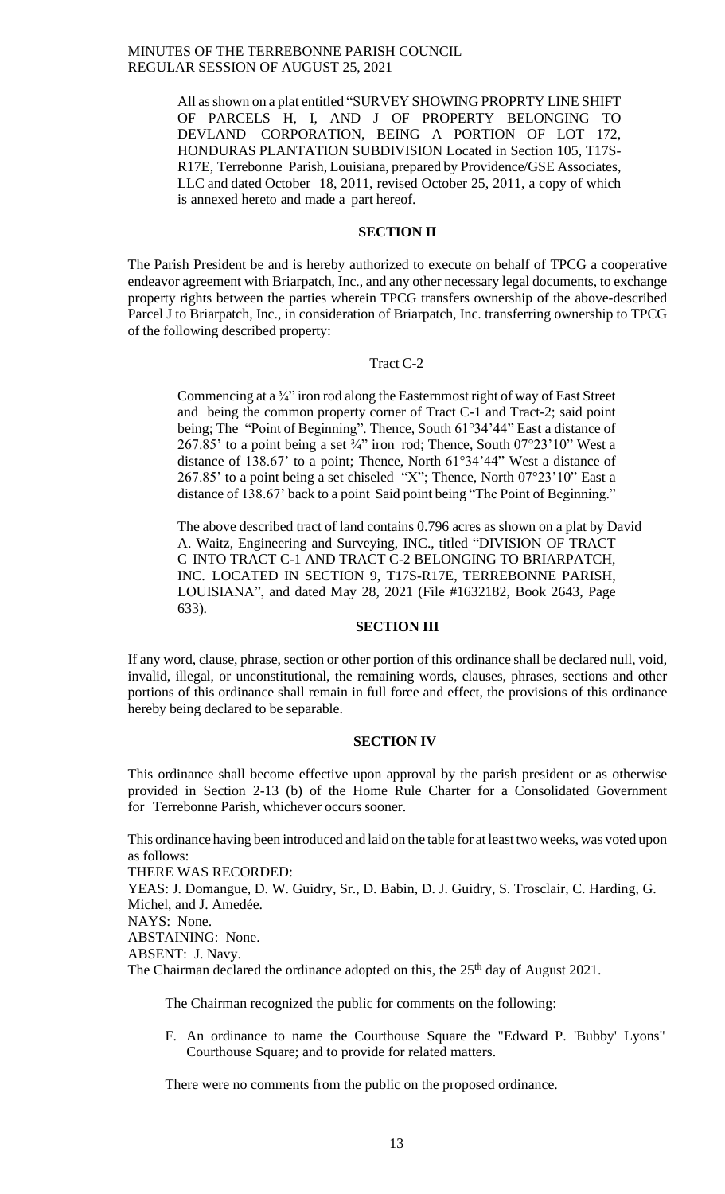All as shown on a plat entitled "SURVEY SHOWING PROPRTY LINE SHIFT OF PARCELS H, I, AND J OF PROPERTY BELONGING TO DEVLAND CORPORATION, BEING A PORTION OF LOT 172, HONDURAS PLANTATION SUBDIVISION Located in Section 105, T17S-R17E, Terrebonne Parish, Louisiana, prepared by Providence/GSE Associates, LLC and dated October 18, 2011, revised October 25, 2011, a copy of which is annexed hereto and made a part hereof.

**SECTION II**

The Parish President be and is hereby authorized to execute on behalf of TPCG a cooperative endeavor agreement with Briarpatch, Inc., and any other necessary legal documents, to exchange property rights between the parties wherein TPCG transfers ownership of the above-described Parcel J to Briarpatch, Inc., in consideration of Briarpatch, Inc. transferring ownership to TPCG of the following described property:

Tract C-2

Commencing at a ¾" iron rod along the Easternmost right of way of East Street and being the common property corner of Tract C-1 and Tract-2; said point being; The "Point of Beginning". Thence, South 61°34'44" East a distance of 267.85' to a point being a set ¾" iron rod; Thence, South 07°23'10" West a distance of 138.67' to a point; Thence, North 61°34'44" West a distance of 267.85' to a point being a set chiseled "X"; Thence, North 07°23'10" East a distance of 138.67' back to a point Said point being "The Point of Beginning."

The above described tract of land contains 0.796 acres as shown on a plat by David A. Waitz, Engineering and Surveying, INC., titled "DIVISION OF TRACT C INTO TRACT C-1 AND TRACT C-2 BELONGING TO BRIARPATCH, INC. LOCATED IN SECTION 9, T17S-R17E, TERREBONNE PARISH, LOUISIANA", and dated May 28, 2021 (File #1632182, Book 2643, Page 633).

**SECTION III**

If any word, clause, phrase, section or other portion of this ordinance shall be declared null, void, invalid, illegal, or unconstitutional, the remaining words, clauses, phrases, sections and other portions of this ordinance shall remain in full force and effect, the provisions of this ordinance hereby being declared to be separable.

**SECTION IV**

This ordinance shall become effective upon approval by the parish president or as otherwise provided in Section 2-13 (b) of the Home Rule Charter for a Consolidated Government for Terrebonne Parish, whichever occurs sooner.

This ordinance having been introduced and laid on the table for at least two weeks, was voted upon as follows:

THERE WAS RECORDED:
YEAS: J. Domangue, D. W. Guidry, Sr., D. Babin, D. J. Guidry, S. Trosclair, C. Harding, G. Michel, and J. Amedée.
NAYS: None.
ABSTAINING: None.
ABSENT: J. Navy.
The Chairman declared the ordinance adopted on this, the 25th day of August 2021.

The Chairman recognized the public for comments on the following:

F. An ordinance to name the Courthouse Square the "Edward P. 'Bubby' Lyons" Courthouse Square; and to provide for related matters.

There were no comments from the public on the proposed ordinance.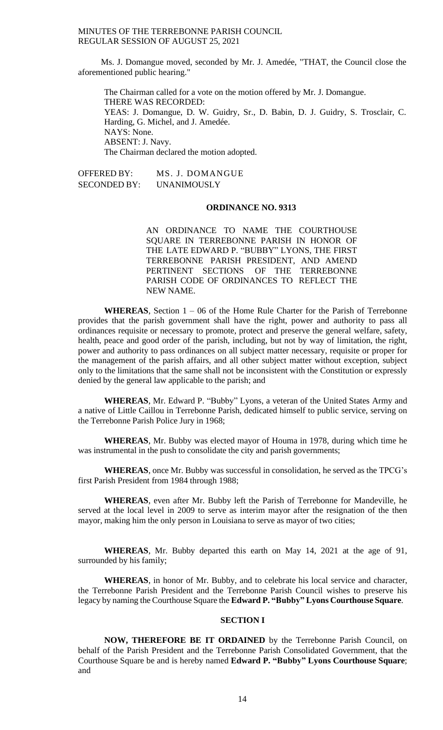Ms. J. Domangue moved, seconded by Mr. J. Amedée, "THAT, the Council close the aforementioned public hearing."

The Chairman called for a vote on the motion offered by Mr. J. Domangue.
THERE WAS RECORDED:
YEAS: J. Domangue, D. W. Guidry, Sr., D. Babin, D. J. Guidry, S. Trosclair, C. Harding, G. Michel, and J. Amedée.
NAYS: None.
ABSENT: J. Navy.
The Chairman declared the motion adopted.

OFFERED BY: MS. J. DOMANGUE
SECONDED BY: UNANIMOUSLY

**ORDINANCE NO. 9313**

AN ORDINANCE TO NAME THE COURTHOUSE SQUARE IN TERREBONNE PARISH IN HONOR OF THE LATE EDWARD P. "BUBBY" LYONS, THE FIRST TERREBONNE PARISH PRESIDENT, AND AMEND PERTINENT SECTIONS OF THE TERREBONNE PARISH CODE OF ORDINANCES TO REFLECT THE NEW NAME.

**WHEREAS**, Section 1 – 06 of the Home Rule Charter for the Parish of Terrebonne provides that the parish government shall have the right, power and authority to pass all ordinances requisite or necessary to promote, protect and preserve the general welfare, safety, health, peace and good order of the parish, including, but not by way of limitation, the right, power and authority to pass ordinances on all subject matter necessary, requisite or proper for the management of the parish affairs, and all other subject matter without exception, subject only to the limitations that the same shall not be inconsistent with the Constitution or expressly denied by the general law applicable to the parish; and

**WHEREAS**, Mr. Edward P. "Bubby" Lyons, a veteran of the United States Army and a native of Little Caillou in Terrebonne Parish, dedicated himself to public service, serving on the Terrebonne Parish Police Jury in 1968;

**WHEREAS**, Mr. Bubby was elected mayor of Houma in 1978, during which time he was instrumental in the push to consolidate the city and parish governments;

**WHEREAS**, once Mr. Bubby was successful in consolidation, he served as the TPCG's first Parish President from 1984 through 1988;

**WHEREAS**, even after Mr. Bubby left the Parish of Terrebonne for Mandeville, he served at the local level in 2009 to serve as interim mayor after the resignation of the then mayor, making him the only person in Louisiana to serve as mayor of two cities;

**WHEREAS**, Mr. Bubby departed this earth on May 14, 2021 at the age of 91, surrounded by his family;

**WHEREAS**, in honor of Mr. Bubby, and to celebrate his local service and character, the Terrebonne Parish President and the Terrebonne Parish Council wishes to preserve his legacy by naming the Courthouse Square the **Edward P. "Bubby" Lyons Courthouse Square**.

**SECTION I**

**NOW, THEREFORE BE IT ORDAINED** by the Terrebonne Parish Council, on behalf of the Parish President and the Terrebonne Parish Consolidated Government, that the Courthouse Square be and is hereby named **Edward P. "Bubby" Lyons Courthouse Square**; and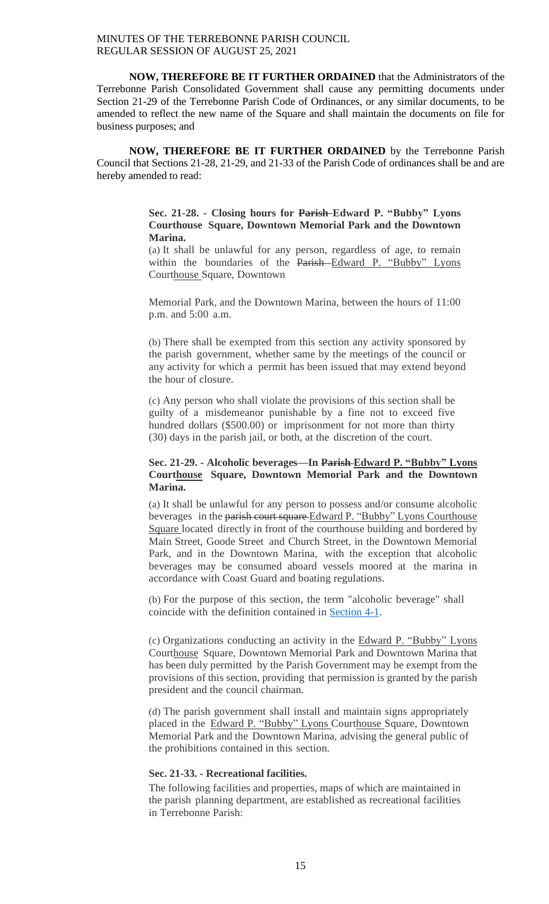**NOW, THEREFORE BE IT FURTHER ORDAINED** that the Administrators of the Terrebonne Parish Consolidated Government shall cause any permitting documents under Section 21-29 of the Terrebonne Parish Code of Ordinances, or any similar documents, to be amended to reflect the new name of the Square and shall maintain the documents on file for business purposes; and

**NOW, THEREFORE BE IT FURTHER ORDAINED** by the Terrebonne Parish Council that Sections 21-28, 21-29, and 21-33 of the Parish Code of ordinances shall be and are hereby amended to read:

> **Sec. 21-28. - Closing hours for ~~Parish~~ Edward P. "Bubby" Lyons Courthouse Square, Downtown Memorial Park and the Downtown Marina.**
>
> (a) It shall be unlawful for any person, regardless of age, to remain within the boundaries of the ~~Parish~~ Edward P. "Bubby" Lyons Courthouse Square, Downtown
>
> Memorial Park, and the Downtown Marina, between the hours of 11:00 p.m. and 5:00 a.m.
>
> (b) There shall be exempted from this section any activity sponsored by the parish government, whether same by the meetings of the council or any activity for which a permit has been issued that may extend beyond the hour of closure.
>
> (c) Any person who shall violate the provisions of this section shall be guilty of a misdemeanor punishable by a fine not to exceed five hundred dollars ($500.00) or imprisonment for not more than thirty (30) days in the parish jail, or both, at the discretion of the court.
>
> **Sec. 21-29. - Alcoholic beverages—In ~~Parish~~ Edward P. "Bubby" Lyons Courthouse Square, Downtown Memorial Park and the Downtown Marina.**
>
> (a) It shall be unlawful for any person to possess and/or consume alcoholic beverages in the ~~parish court square~~ Edward P. "Bubby" Lyons Courthouse Square located directly in front of the courthouse building and bordered by Main Street, Goode Street and Church Street, in the Downtown Memorial Park, and in the Downtown Marina, with the exception that alcoholic beverages may be consumed aboard vessels moored at the marina in accordance with Coast Guard and boating regulations.
>
> (b) For the purpose of this section, the term "alcoholic beverage" shall coincide with the definition contained in Section 4-1.
>
> (c) Organizations conducting an activity in the Edward P. "Bubby" Lyons Courthouse Square, Downtown Memorial Park and Downtown Marina that has been duly permitted by the Parish Government may be exempt from the provisions of this section, providing that permission is granted by the parish president and the council chairman.
>
> (d) The parish government shall install and maintain signs appropriately placed in the Edward P. "Bubby" Lyons Courthouse Square, Downtown Memorial Park and the Downtown Marina, advising the general public of the prohibitions contained in this section.
>
> **Sec. 21-33. - Recreational facilities.**
>
> The following facilities and properties, maps of which are maintained in the parish planning department, are established as recreational facilities in Terrebonne Parish: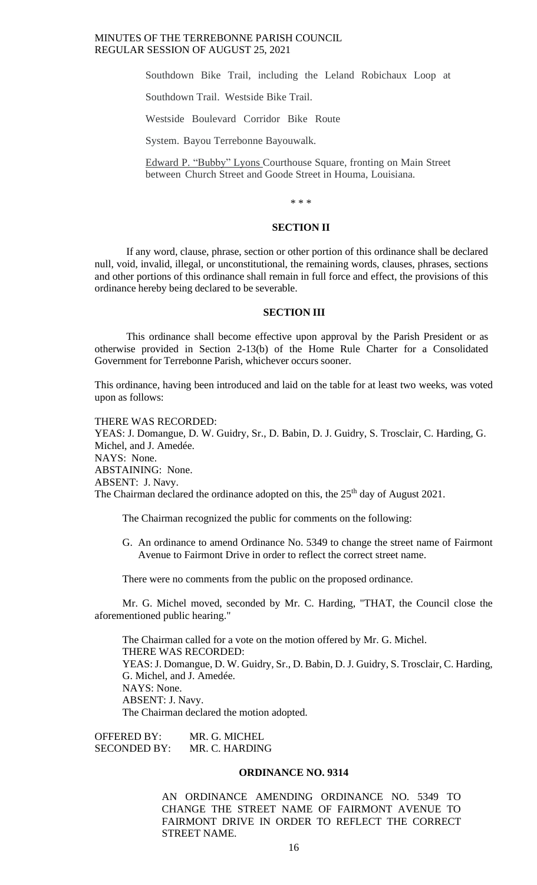Southdown Bike Trail, including the Leland Robichaux Loop at

Southdown Trail. Westside Bike Trail.

Westside Boulevard Corridor Bike Route

System. Bayou Terrebonne Bayouwalk.

Edward P. "Bubby" Lyons Courthouse Square, fronting on Main Street between Church Street and Goode Street in Houma, Louisiana.

\* \* \*

**SECTION II**

If any word, clause, phrase, section or other portion of this ordinance shall be declared null, void, invalid, illegal, or unconstitutional, the remaining words, clauses, phrases, sections and other portions of this ordinance shall remain in full force and effect, the provisions of this ordinance hereby being declared to be severable.

**SECTION III**

This ordinance shall become effective upon approval by the Parish President or as otherwise provided in Section 2-13(b) of the Home Rule Charter for a Consolidated Government for Terrebonne Parish, whichever occurs sooner.

This ordinance, having been introduced and laid on the table for at least two weeks, was voted upon as follows:

THERE WAS RECORDED:
YEAS: J. Domangue, D. W. Guidry, Sr., D. Babin, D. J. Guidry, S. Trosclair, C. Harding, G. Michel, and J. Amedée.
NAYS: None.
ABSTAINING: None.
ABSENT: J. Navy.
The Chairman declared the ordinance adopted on this, the 25th day of August 2021.

The Chairman recognized the public for comments on the following:

G. An ordinance to amend Ordinance No. 5349 to change the street name of Fairmont Avenue to Fairmont Drive in order to reflect the correct street name.

There were no comments from the public on the proposed ordinance.

Mr. G. Michel moved, seconded by Mr. C. Harding, "THAT, the Council close the aforementioned public hearing."

The Chairman called for a vote on the motion offered by Mr. G. Michel.
THERE WAS RECORDED:
YEAS: J. Domangue, D. W. Guidry, Sr., D. Babin, D. J. Guidry, S. Trosclair, C. Harding, G. Michel, and J. Amedée.
NAYS: None.
ABSENT: J. Navy.
The Chairman declared the motion adopted.

OFFERED BY: MR. G. MICHEL
SECONDED BY: MR. C. HARDING

**ORDINANCE NO. 9314**

AN ORDINANCE AMENDING ORDINANCE NO. 5349 TO CHANGE THE STREET NAME OF FAIRMONT AVENUE TO FAIRMONT DRIVE IN ORDER TO REFLECT THE CORRECT STREET NAME.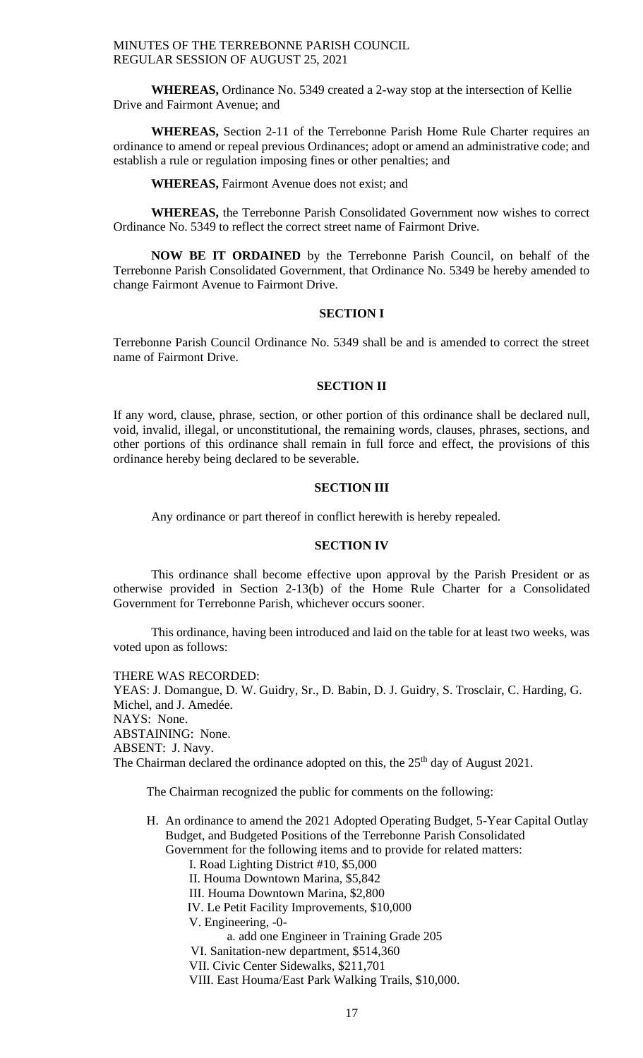**WHEREAS,** Ordinance No. 5349 created a 2-way stop at the intersection of Kellie Drive and Fairmont Avenue; and

**WHEREAS,** Section 2-11 of the Terrebonne Parish Home Rule Charter requires an ordinance to amend or repeal previous Ordinances; adopt or amend an administrative code; and establish a rule or regulation imposing fines or other penalties; and

**WHEREAS,** Fairmont Avenue does not exist; and

**WHEREAS,** the Terrebonne Parish Consolidated Government now wishes to correct Ordinance No. 5349 to reflect the correct street name of Fairmont Drive.

**NOW BE IT ORDAINED** by the Terrebonne Parish Council, on behalf of the Terrebonne Parish Consolidated Government, that Ordinance No. 5349 be hereby amended to change Fairmont Avenue to Fairmont Drive.

**SECTION I**

Terrebonne Parish Council Ordinance No. 5349 shall be and is amended to correct the street name of Fairmont Drive.

**SECTION II**

If any word, clause, phrase, section, or other portion of this ordinance shall be declared null, void, invalid, illegal, or unconstitutional, the remaining words, clauses, phrases, sections, and other portions of this ordinance shall remain in full force and effect, the provisions of this ordinance hereby being declared to be severable.

**SECTION III**

Any ordinance or part thereof in conflict herewith is hereby repealed.

**SECTION IV**

This ordinance shall become effective upon approval by the Parish President or as otherwise provided in Section 2-13(b) of the Home Rule Charter for a Consolidated Government for Terrebonne Parish, whichever occurs sooner.

This ordinance, having been introduced and laid on the table for at least two weeks, was voted upon as follows:

THERE WAS RECORDED:
YEAS: J. Domangue, D. W. Guidry, Sr., D. Babin, D. J. Guidry, S. Trosclair, C. Harding, G. Michel, and J. Amedée.
NAYS: None.
ABSTAINING: None.
ABSENT: J. Navy.
The Chairman declared the ordinance adopted on this, the 25th day of August 2021.

The Chairman recognized the public for comments on the following:

H. An ordinance to amend the 2021 Adopted Operating Budget, 5-Year Capital Outlay Budget, and Budgeted Positions of the Terrebonne Parish Consolidated Government for the following items and to provide for related matters:
   - I. Road Lighting District #10, $5,000
   - II. Houma Downtown Marina, $5,842
   - III. Houma Downtown Marina, $2,800
   - IV. Le Petit Facility Improvements, $10,000
   - V. Engineering, -0-
     - a. add one Engineer in Training Grade 205
   - VI. Sanitation-new department, $514,360
   - VII. Civic Center Sidewalks, $211,701
   - VIII. East Houma/East Park Walking Trails, $10,000.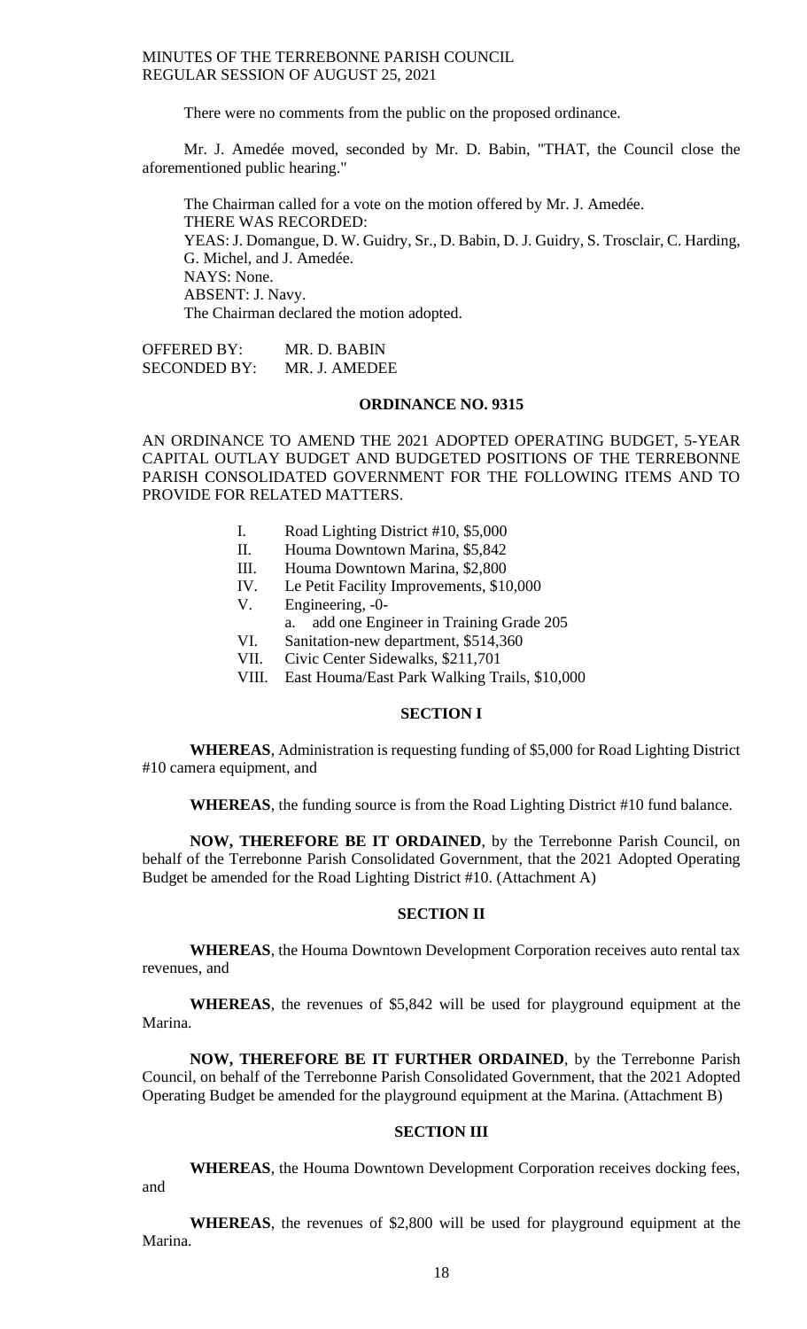There were no comments from the public on the proposed ordinance.

Mr. J. Amedée moved, seconded by Mr. D. Babin, "THAT, the Council close the aforementioned public hearing."

The Chairman called for a vote on the motion offered by Mr. J. Amedée.
THERE WAS RECORDED:
YEAS: J. Domangue, D. W. Guidry, Sr., D. Babin, D. J. Guidry, S. Trosclair, C. Harding, G. Michel, and J. Amedée.
NAYS: None.
ABSENT: J. Navy.
The Chairman declared the motion adopted.

OFFERED BY: MR. D. BABIN
SECONDED BY: MR. J. AMEDEE

## ORDINANCE NO. 9315

AN ORDINANCE TO AMEND THE 2021 ADOPTED OPERATING BUDGET, 5-YEAR CAPITAL OUTLAY BUDGET AND BUDGETED POSITIONS OF THE TERREBONNE PARISH CONSOLIDATED GOVERNMENT FOR THE FOLLOWING ITEMS AND TO PROVIDE FOR RELATED MATTERS.

- I. Road Lighting District #10, $5,000
- II. Houma Downtown Marina, $5,842
- III. Houma Downtown Marina, $2,800
- IV. Le Petit Facility Improvements, $10,000
- V. Engineering, -0-
  - a. add one Engineer in Training Grade 205
- VI. Sanitation-new department, $514,360
- VII. Civic Center Sidewalks, $211,701
- VIII. East Houma/East Park Walking Trails, $10,000

### SECTION I

**WHEREAS**, Administration is requesting funding of $5,000 for Road Lighting District #10 camera equipment, and

**WHEREAS**, the funding source is from the Road Lighting District #10 fund balance.

**NOW, THEREFORE BE IT ORDAINED**, by the Terrebonne Parish Council, on behalf of the Terrebonne Parish Consolidated Government, that the 2021 Adopted Operating Budget be amended for the Road Lighting District #10. (Attachment A)

### SECTION II

**WHEREAS**, the Houma Downtown Development Corporation receives auto rental tax revenues, and

**WHEREAS**, the revenues of $5,842 will be used for playground equipment at the Marina.

**NOW, THEREFORE BE IT FURTHER ORDAINED**, by the Terrebonne Parish Council, on behalf of the Terrebonne Parish Consolidated Government, that the 2021 Adopted Operating Budget be amended for the playground equipment at the Marina. (Attachment B)

### SECTION III

**WHEREAS**, the Houma Downtown Development Corporation receives docking fees, and

**WHEREAS**, the revenues of $2,800 will be used for playground equipment at the Marina.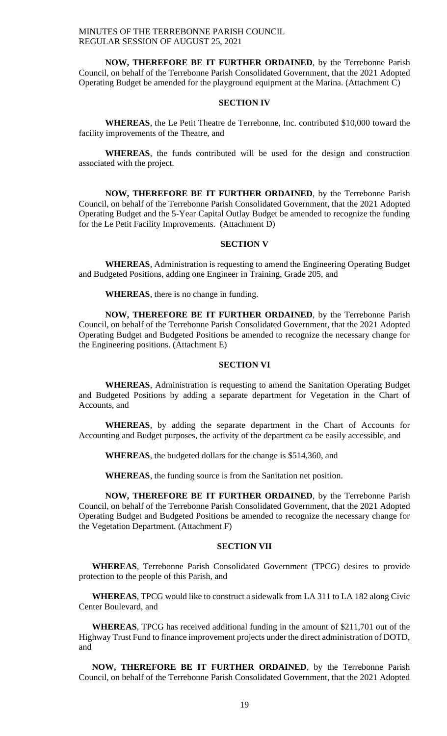**NOW, THEREFORE BE IT FURTHER ORDAINED**, by the Terrebonne Parish Council, on behalf of the Terrebonne Parish Consolidated Government, that the 2021 Adopted Operating Budget be amended for the playground equipment at the Marina. (Attachment C)

**SECTION IV**

**WHEREAS**, the Le Petit Theatre de Terrebonne, Inc. contributed $10,000 toward the facility improvements of the Theatre, and

**WHEREAS**, the funds contributed will be used for the design and construction associated with the project.

**NOW, THEREFORE BE IT FURTHER ORDAINED**, by the Terrebonne Parish Council, on behalf of the Terrebonne Parish Consolidated Government, that the 2021 Adopted Operating Budget and the 5-Year Capital Outlay Budget be amended to recognize the funding for the Le Petit Facility Improvements. (Attachment D)

**SECTION V**

**WHEREAS**, Administration is requesting to amend the Engineering Operating Budget and Budgeted Positions, adding one Engineer in Training, Grade 205, and

**WHEREAS**, there is no change in funding.

**NOW, THEREFORE BE IT FURTHER ORDAINED**, by the Terrebonne Parish Council, on behalf of the Terrebonne Parish Consolidated Government, that the 2021 Adopted Operating Budget and Budgeted Positions be amended to recognize the necessary change for the Engineering positions. (Attachment E)

**SECTION VI**

**WHEREAS**, Administration is requesting to amend the Sanitation Operating Budget and Budgeted Positions by adding a separate department for Vegetation in the Chart of Accounts, and

**WHEREAS**, by adding the separate department in the Chart of Accounts for Accounting and Budget purposes, the activity of the department ca be easily accessible, and

**WHEREAS**, the budgeted dollars for the change is $514,360, and

**WHEREAS**, the funding source is from the Sanitation net position.

**NOW, THEREFORE BE IT FURTHER ORDAINED**, by the Terrebonne Parish Council, on behalf of the Terrebonne Parish Consolidated Government, that the 2021 Adopted Operating Budget and Budgeted Positions be amended to recognize the necessary change for the Vegetation Department. (Attachment F)

**SECTION VII**

**WHEREAS**, Terrebonne Parish Consolidated Government (TPCG) desires to provide protection to the people of this Parish, and

**WHEREAS**, TPCG would like to construct a sidewalk from LA 311 to LA 182 along Civic Center Boulevard, and

**WHEREAS**, TPCG has received additional funding in the amount of $211,701 out of the Highway Trust Fund to finance improvement projects under the direct administration of DOTD, and

**NOW, THEREFORE BE IT FURTHER ORDAINED**, by the Terrebonne Parish Council, on behalf of the Terrebonne Parish Consolidated Government, that the 2021 Adopted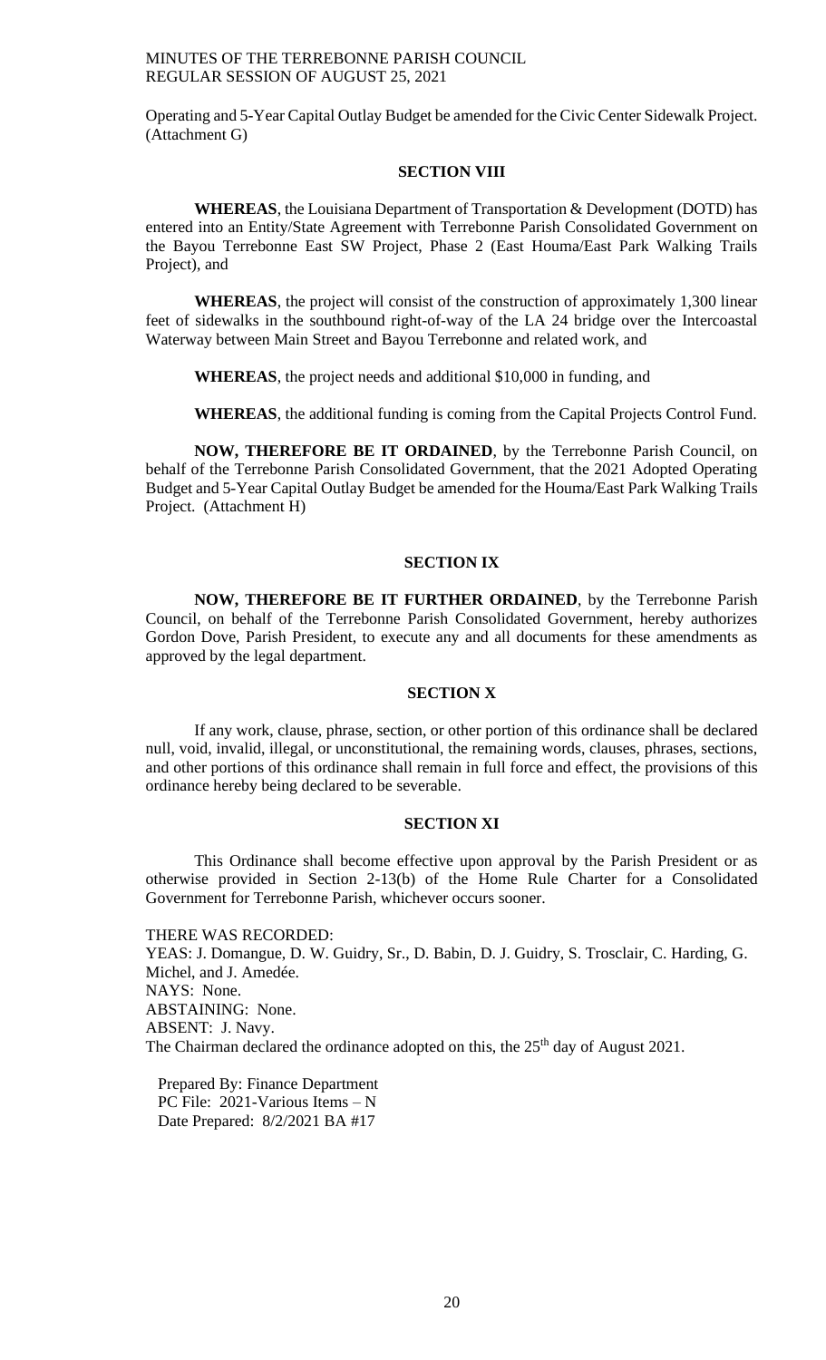Operating and 5-Year Capital Outlay Budget be amended for the Civic Center Sidewalk Project. (Attachment G)

**SECTION VIII**

**WHEREAS**, the Louisiana Department of Transportation & Development (DOTD) has entered into an Entity/State Agreement with Terrebonne Parish Consolidated Government on the Bayou Terrebonne East SW Project, Phase 2 (East Houma/East Park Walking Trails Project), and

**WHEREAS**, the project will consist of the construction of approximately 1,300 linear feet of sidewalks in the southbound right-of-way of the LA 24 bridge over the Intercoastal Waterway between Main Street and Bayou Terrebonne and related work, and

**WHEREAS**, the project needs and additional $10,000 in funding, and

**WHEREAS**, the additional funding is coming from the Capital Projects Control Fund.

**NOW, THEREFORE BE IT ORDAINED**, by the Terrebonne Parish Council, on behalf of the Terrebonne Parish Consolidated Government, that the 2021 Adopted Operating Budget and 5-Year Capital Outlay Budget be amended for the Houma/East Park Walking Trails Project. (Attachment H)

**SECTION IX**

**NOW, THEREFORE BE IT FURTHER ORDAINED**, by the Terrebonne Parish Council, on behalf of the Terrebonne Parish Consolidated Government, hereby authorizes Gordon Dove, Parish President, to execute any and all documents for these amendments as approved by the legal department.

**SECTION X**

If any work, clause, phrase, section, or other portion of this ordinance shall be declared null, void, invalid, illegal, or unconstitutional, the remaining words, clauses, phrases, sections, and other portions of this ordinance shall remain in full force and effect, the provisions of this ordinance hereby being declared to be severable.

**SECTION XI**

This Ordinance shall become effective upon approval by the Parish President or as otherwise provided in Section 2-13(b) of the Home Rule Charter for a Consolidated Government for Terrebonne Parish, whichever occurs sooner.

THERE WAS RECORDED:
YEAS: J. Domangue, D. W. Guidry, Sr., D. Babin, D. J. Guidry, S. Trosclair, C. Harding, G. Michel, and J. Amedée.
NAYS: None.
ABSTAINING: None.
ABSENT: J. Navy.
The Chairman declared the ordinance adopted on this, the 25th day of August 2021.

Prepared By: Finance Department
PC File: 2021-Various Items – N
Date Prepared: 8/2/2021 BA #17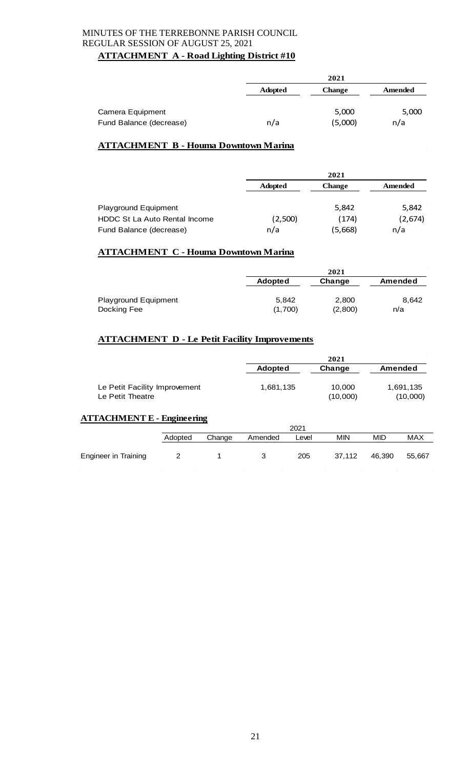MINUTES OF THE TERREBONNE PARISH COUNCIL
REGULAR SESSION OF AUGUST 25, 2021

## ATTACHMENT A - Road Lighting District #10

| | 2021 | | |
|---|---|---|---|
| | Adopted | Change | Amended |
| Camera Equipment | | 5,000 | 5,000 |
| Fund Balance (decrease) | n/a | (5,000) | n/a |

## ATTACHMENT B - Houma Downtown Marina

| | 2021 | | |
|---|---|---|---|
| | Adopted | Change | Amended |
| Playground Equipment | | 5,842 | 5,842 |
| HDDC St La Auto Rental Income | (2,500) | (174) | (2,674) |
| Fund Balance (decrease) | n/a | (5,668) | n/a |

## ATTACHMENT C - Houma Downtown Marina

| | 2021 | | |
|---|---|---|---|
| | Adopted | Change | Amended |
| Playground Equipment | 5,842 | 2,800 | 8,642 |
| Docking Fee | (1,700) | (2,800) | n/a |

## ATTACHMENT D - Le Petit Facility Improvements

| | 2021 | | |
|---|---|---|---|
| | Adopted | Change | Amended |
| Le Petit Facility Improvement | 1,681,135 | 10,000 | 1,691,135 |
| Le Petit Theatre | | (10,000) | (10,000) |

## ATTACHMENT E - Engineering

| | 2021 | | | | | | |
|---|---|---|---|---|---|---|---|
| | Adopted | Change | Amended | Level | MIN | MID | MAX |
| Engineer in Training | 2 | 1 | 3 | 205 | 37,112 | 46,390 | 55,667 |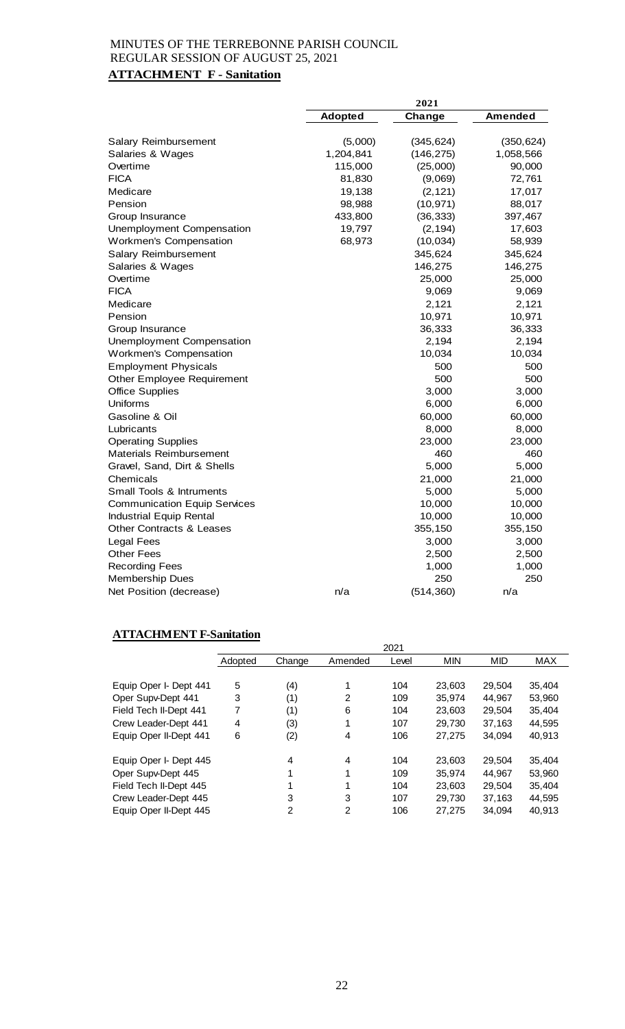MINUTES OF THE TERREBONNE PARISH COUNCIL
REGULAR SESSION OF AUGUST 25, 2021

**ATTACHMENT F - Sanitation**

| | 2021 | | |
|---|---|---|---|
| | **Adopted** | **Change** | **Amended** |
| Salary Reimbursement | (5,000) | (345,624) | (350,624) |
| Salaries & Wages | 1,204,841 | (146,275) | 1,058,566 |
| Overtime | 115,000 | (25,000) | 90,000 |
| FICA | 81,830 | (9,069) | 72,761 |
| Medicare | 19,138 | (2,121) | 17,017 |
| Pension | 98,988 | (10,971) | 88,017 |
| Group Insurance | 433,800 | (36,333) | 397,467 |
| Unemployment Compensation | 19,797 | (2,194) | 17,603 |
| Workmen's Compensation | 68,973 | (10,034) | 58,939 |
| Salary Reimbursement | | 345,624 | 345,624 |
| Salaries & Wages | | 146,275 | 146,275 |
| Overtime | | 25,000 | 25,000 |
| FICA | | 9,069 | 9,069 |
| Medicare | | 2,121 | 2,121 |
| Pension | | 10,971 | 10,971 |
| Group Insurance | | 36,333 | 36,333 |
| Unemployment Compensation | | 2,194 | 2,194 |
| Workmen's Compensation | | 10,034 | 10,034 |
| Employment Physicals | | 500 | 500 |
| Other Employee Requirement | | 500 | 500 |
| Office Supplies | | 3,000 | 3,000 |
| Uniforms | | 6,000 | 6,000 |
| Gasoline & Oil | | 60,000 | 60,000 |
| Lubricants | | 8,000 | 8,000 |
| Operating Supplies | | 23,000 | 23,000 |
| Materials Reimbursement | | 460 | 460 |
| Gravel, Sand, Dirt & Shells | | 5,000 | 5,000 |
| Chemicals | | 21,000 | 21,000 |
| Small Tools & Intruments | | 5,000 | 5,000 |
| Communication Equip Services | | 10,000 | 10,000 |
| Industrial Equip Rental | | 10,000 | 10,000 |
| Other Contracts & Leases | | 355,150 | 355,150 |
| Legal Fees | | 3,000 | 3,000 |
| Other Fees | | 2,500 | 2,500 |
| Recording Fees | | 1,000 | 1,000 |
| Membership Dues | | 250 | 250 |
| Net Position (decrease) | n/a | (514,360) | n/a |

**ATTACHMENT F-Sanitation**

| | 2021 | | | | | | |
|---|---|---|---|---|---|---|---|
| | Adopted | Change | Amended | Level | MIN | MID | MAX |
| Equip Oper I- Dept 441 | 5 | (4) | 1 | 104 | 23,603 | 29,504 | 35,404 |
| Oper Supv-Dept 441 | 3 | (1) | 2 | 109 | 35,974 | 44,967 | 53,960 |
| Field Tech II-Dept 441 | 7 | (1) | 6 | 104 | 23,603 | 29,504 | 35,404 |
| Crew Leader-Dept 441 | 4 | (3) | 1 | 107 | 29,730 | 37,163 | 44,595 |
| Equip Oper II-Dept 441 | 6 | (2) | 4 | 106 | 27,275 | 34,094 | 40,913 |
| Equip Oper I- Dept 445 | | 4 | 4 | 104 | 23,603 | 29,504 | 35,404 |
| Oper Supv-Dept 445 | | 1 | 1 | 109 | 35,974 | 44,967 | 53,960 |
| Field Tech II-Dept 445 | | 1 | 1 | 104 | 23,603 | 29,504 | 35,404 |
| Crew Leader-Dept 445 | | 3 | 3 | 107 | 29,730 | 37,163 | 44,595 |
| Equip Oper II-Dept 445 | | 2 | 2 | 106 | 27,275 | 34,094 | 40,913 |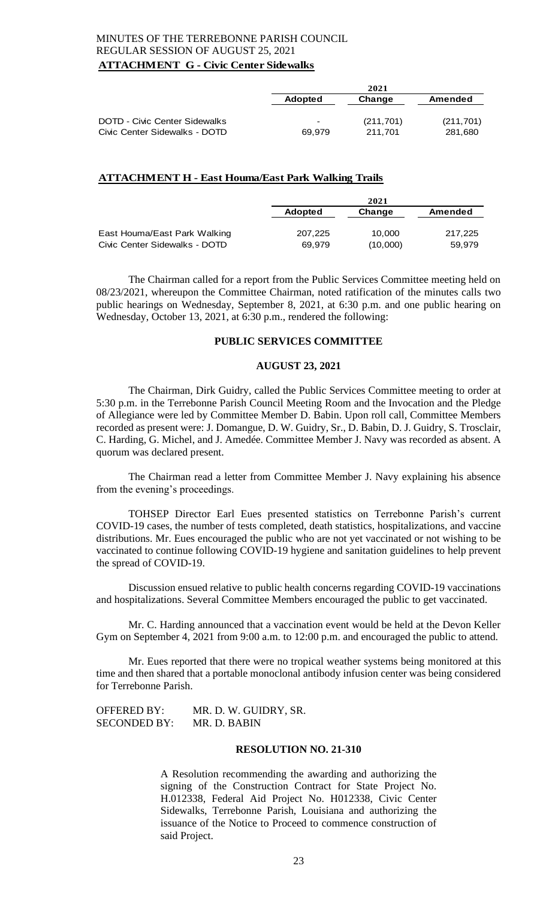**ATTACHMENT G - Civic Center Sidewalks**

| | 2021 | | |
|---|---|---|---|
| | **Adopted** | **Change** | **Amended** |
| DOTD - Civic Center Sidewalks | - | (211,701) | (211,701) |
| Civic Center Sidewalks - DOTD | 69,979 | 211,701 | 281,680 |

**ATTACHMENT H - East Houma/East Park Walking Trails**

| | 2021 | | |
|---|---|---|---|
| | **Adopted** | **Change** | **Amended** |
| East Houma/East Park Walking | 207,225 | 10,000 | 217,225 |
| Civic Center Sidewalks - DOTD | 69,979 | (10,000) | 59,979 |

The Chairman called for a report from the Public Services Committee meeting held on 08/23/2021, whereupon the Committee Chairman, noted ratification of the minutes calls two public hearings on Wednesday, September 8, 2021, at 6:30 p.m. and one public hearing on Wednesday, October 13, 2021, at 6:30 p.m., rendered the following:

**PUBLIC SERVICES COMMITTEE**

**AUGUST 23, 2021**

The Chairman, Dirk Guidry, called the Public Services Committee meeting to order at 5:30 p.m. in the Terrebonne Parish Council Meeting Room and the Invocation and the Pledge of Allegiance were led by Committee Member D. Babin. Upon roll call, Committee Members recorded as present were: J. Domangue, D. W. Guidry, Sr., D. Babin, D. J. Guidry, S. Trosclair, C. Harding, G. Michel, and J. Amedée. Committee Member J. Navy was recorded as absent. A quorum was declared present.

The Chairman read a letter from Committee Member J. Navy explaining his absence from the evening's proceedings.

TOHSEP Director Earl Eues presented statistics on Terrebonne Parish's current COVID-19 cases, the number of tests completed, death statistics, hospitalizations, and vaccine distributions. Mr. Eues encouraged the public who are not yet vaccinated or not wishing to be vaccinated to continue following COVID-19 hygiene and sanitation guidelines to help prevent the spread of COVID-19.

Discussion ensued relative to public health concerns regarding COVID-19 vaccinations and hospitalizations. Several Committee Members encouraged the public to get vaccinated.

Mr. C. Harding announced that a vaccination event would be held at the Devon Keller Gym on September 4, 2021 from 9:00 a.m. to 12:00 p.m. and encouraged the public to attend.

Mr. Eues reported that there were no tropical weather systems being monitored at this time and then shared that a portable monoclonal antibody infusion center was being considered for Terrebonne Parish.

OFFERED BY: MR. D. W. GUIDRY, SR.
SECONDED BY: MR. D. BABIN

**RESOLUTION NO. 21-310**

A Resolution recommending the awarding and authorizing the signing of the Construction Contract for State Project No. H.012338, Federal Aid Project No. H012338, Civic Center Sidewalks, Terrebonne Parish, Louisiana and authorizing the issuance of the Notice to Proceed to commence construction of said Project.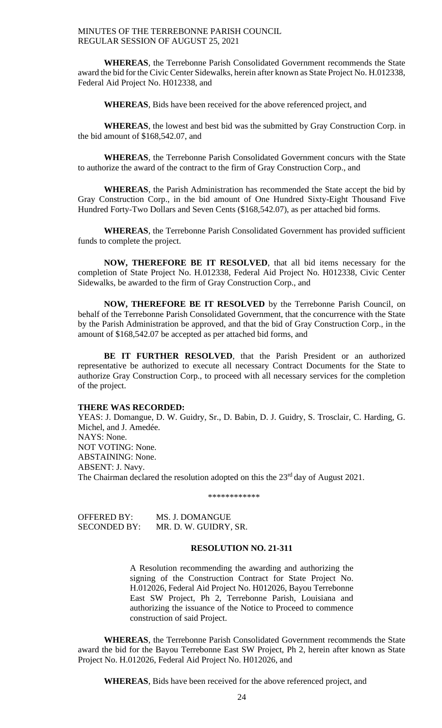**WHEREAS**, the Terrebonne Parish Consolidated Government recommends the State award the bid for the Civic Center Sidewalks, herein after known as State Project No. H.012338, Federal Aid Project No. H012338, and

**WHEREAS**, Bids have been received for the above referenced project, and

**WHEREAS**, the lowest and best bid was the submitted by Gray Construction Corp. in the bid amount of $168,542.07, and

**WHEREAS**, the Terrebonne Parish Consolidated Government concurs with the State to authorize the award of the contract to the firm of Gray Construction Corp., and

**WHEREAS**, the Parish Administration has recommended the State accept the bid by Gray Construction Corp., in the bid amount of One Hundred Sixty-Eight Thousand Five Hundred Forty-Two Dollars and Seven Cents ($168,542.07), as per attached bid forms.

**WHEREAS**, the Terrebonne Parish Consolidated Government has provided sufficient funds to complete the project.

**NOW, THEREFORE BE IT RESOLVED**, that all bid items necessary for the completion of State Project No. H.012338, Federal Aid Project No. H012338, Civic Center Sidewalks, be awarded to the firm of Gray Construction Corp., and

**NOW, THEREFORE BE IT RESOLVED** by the Terrebonne Parish Council, on behalf of the Terrebonne Parish Consolidated Government, that the concurrence with the State by the Parish Administration be approved, and that the bid of Gray Construction Corp., in the amount of $168,542.07 be accepted as per attached bid forms, and

**BE IT FURTHER RESOLVED**, that the Parish President or an authorized representative be authorized to execute all necessary Contract Documents for the State to authorize Gray Construction Corp., to proceed with all necessary services for the completion of the project.

**THERE WAS RECORDED:**
YEAS: J. Domangue, D. W. Guidry, Sr., D. Babin, D. J. Guidry, S. Trosclair, C. Harding, G. Michel, and J. Amedée.
NAYS: None.
NOT VOTING: None.
ABSTAINING: None.
ABSENT: J. Navy.
The Chairman declared the resolution adopted on this the 23rd day of August 2021.

\*\*\*\*\*\*\*\*\*\*\*\*

OFFERED BY: MS. J. DOMANGUE
SECONDED BY: MR. D. W. GUIDRY, SR.

**RESOLUTION NO. 21-311**

A Resolution recommending the awarding and authorizing the signing of the Construction Contract for State Project No. H.012026, Federal Aid Project No. H012026, Bayou Terrebonne East SW Project, Ph 2, Terrebonne Parish, Louisiana and authorizing the issuance of the Notice to Proceed to commence construction of said Project.

**WHEREAS**, the Terrebonne Parish Consolidated Government recommends the State award the bid for the Bayou Terrebonne East SW Project, Ph 2, herein after known as State Project No. H.012026, Federal Aid Project No. H012026, and

**WHEREAS**, Bids have been received for the above referenced project, and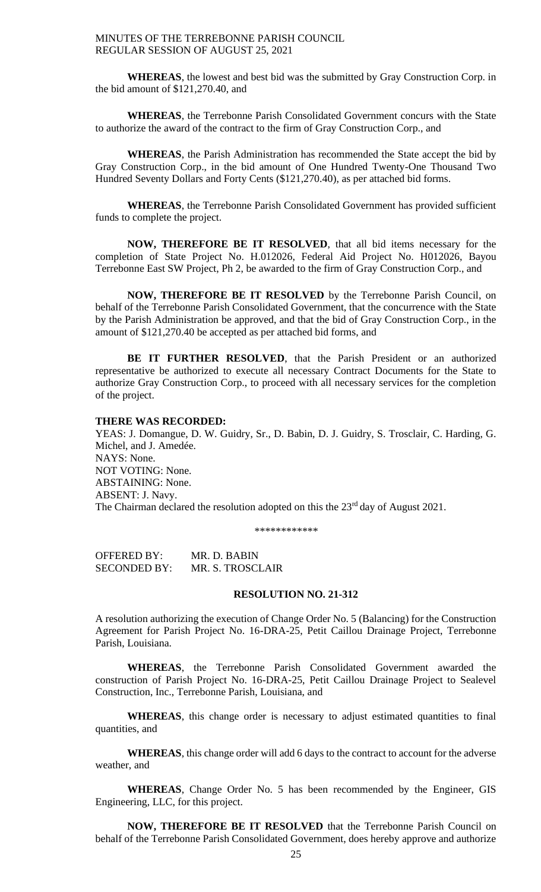**WHEREAS**, the lowest and best bid was the submitted by Gray Construction Corp. in the bid amount of $121,270.40, and

**WHEREAS**, the Terrebonne Parish Consolidated Government concurs with the State to authorize the award of the contract to the firm of Gray Construction Corp., and

**WHEREAS**, the Parish Administration has recommended the State accept the bid by Gray Construction Corp., in the bid amount of One Hundred Twenty-One Thousand Two Hundred Seventy Dollars and Forty Cents ($121,270.40), as per attached bid forms.

**WHEREAS**, the Terrebonne Parish Consolidated Government has provided sufficient funds to complete the project.

**NOW, THEREFORE BE IT RESOLVED**, that all bid items necessary for the completion of State Project No. H.012026, Federal Aid Project No. H012026, Bayou Terrebonne East SW Project, Ph 2, be awarded to the firm of Gray Construction Corp., and

**NOW, THEREFORE BE IT RESOLVED** by the Terrebonne Parish Council, on behalf of the Terrebonne Parish Consolidated Government, that the concurrence with the State by the Parish Administration be approved, and that the bid of Gray Construction Corp., in the amount of $121,270.40 be accepted as per attached bid forms, and

**BE IT FURTHER RESOLVED**, that the Parish President or an authorized representative be authorized to execute all necessary Contract Documents for the State to authorize Gray Construction Corp., to proceed with all necessary services for the completion of the project.

**THERE WAS RECORDED:**
YEAS: J. Domangue, D. W. Guidry, Sr., D. Babin, D. J. Guidry, S. Trosclair, C. Harding, G. Michel, and J. Amedée.
NAYS: None.
NOT VOTING: None.
ABSTAINING: None.
ABSENT: J. Navy.
The Chairman declared the resolution adopted on this the 23rd day of August 2021.

\*\*\*\*\*\*\*\*\*\*\*\*

OFFERED BY: MR. D. BABIN
SECONDED BY: MR. S. TROSCLAIR

**RESOLUTION NO. 21-312**

A resolution authorizing the execution of Change Order No. 5 (Balancing) for the Construction Agreement for Parish Project No. 16-DRA-25, Petit Caillou Drainage Project, Terrebonne Parish, Louisiana.

**WHEREAS**, the Terrebonne Parish Consolidated Government awarded the construction of Parish Project No. 16-DRA-25, Petit Caillou Drainage Project to Sealevel Construction, Inc., Terrebonne Parish, Louisiana, and

**WHEREAS**, this change order is necessary to adjust estimated quantities to final quantities, and

**WHEREAS**, this change order will add 6 days to the contract to account for the adverse weather, and

**WHEREAS**, Change Order No. 5 has been recommended by the Engineer, GIS Engineering, LLC, for this project.

**NOW, THEREFORE BE IT RESOLVED** that the Terrebonne Parish Council on behalf of the Terrebonne Parish Consolidated Government, does hereby approve and authorize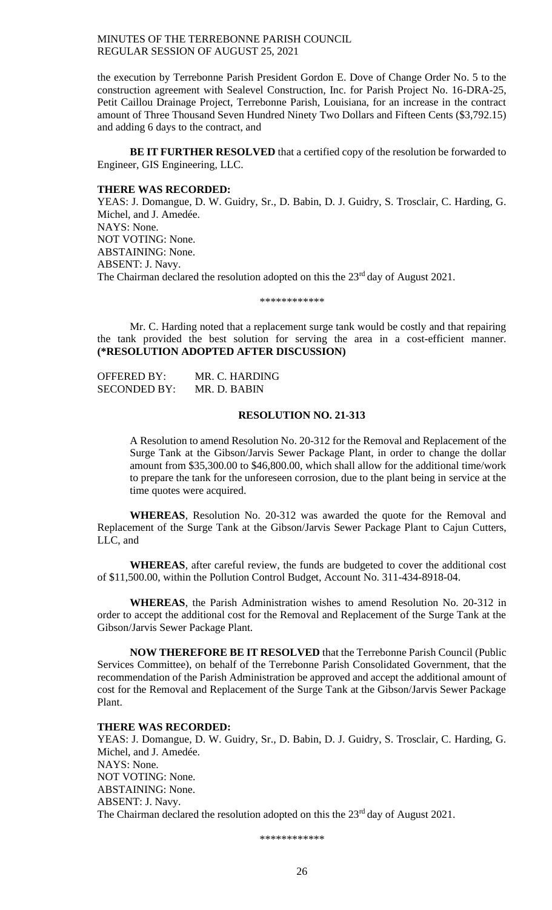the execution by Terrebonne Parish President Gordon E. Dove of Change Order No. 5 to the construction agreement with Sealevel Construction, Inc. for Parish Project No. 16-DRA-25, Petit Caillou Drainage Project, Terrebonne Parish, Louisiana, for an increase in the contract amount of Three Thousand Seven Hundred Ninety Two Dollars and Fifteen Cents ($3,792.15) and adding 6 days to the contract, and

**BE IT FURTHER RESOLVED** that a certified copy of the resolution be forwarded to Engineer, GIS Engineering, LLC.

**THERE WAS RECORDED:**
YEAS: J. Domangue, D. W. Guidry, Sr., D. Babin, D. J. Guidry, S. Trosclair, C. Harding, G. Michel, and J. Amedée.
NAYS: None.
NOT VOTING: None.
ABSTAINING: None.
ABSENT: J. Navy.
The Chairman declared the resolution adopted on this the 23rd day of August 2021.

\*\*\*\*\*\*\*\*\*\*\*\*

Mr. C. Harding noted that a replacement surge tank would be costly and that repairing the tank provided the best solution for serving the area in a cost-efficient manner. **(\*RESOLUTION ADOPTED AFTER DISCUSSION)**

OFFERED BY: MR. C. HARDING
SECONDED BY: MR. D. BABIN

**RESOLUTION NO. 21-313**

A Resolution to amend Resolution No. 20-312 for the Removal and Replacement of the Surge Tank at the Gibson/Jarvis Sewer Package Plant, in order to change the dollar amount from $35,300.00 to $46,800.00, which shall allow for the additional time/work to prepare the tank for the unforeseen corrosion, due to the plant being in service at the time quotes were acquired.

**WHEREAS**, Resolution No. 20-312 was awarded the quote for the Removal and Replacement of the Surge Tank at the Gibson/Jarvis Sewer Package Plant to Cajun Cutters, LLC, and

**WHEREAS**, after careful review, the funds are budgeted to cover the additional cost of $11,500.00, within the Pollution Control Budget, Account No. 311-434-8918-04.

**WHEREAS**, the Parish Administration wishes to amend Resolution No. 20-312 in order to accept the additional cost for the Removal and Replacement of the Surge Tank at the Gibson/Jarvis Sewer Package Plant.

**NOW THEREFORE BE IT RESOLVED** that the Terrebonne Parish Council (Public Services Committee), on behalf of the Terrebonne Parish Consolidated Government, that the recommendation of the Parish Administration be approved and accept the additional amount of cost for the Removal and Replacement of the Surge Tank at the Gibson/Jarvis Sewer Package Plant.

**THERE WAS RECORDED:**
YEAS: J. Domangue, D. W. Guidry, Sr., D. Babin, D. J. Guidry, S. Trosclair, C. Harding, G. Michel, and J. Amedée.
NAYS: None.
NOT VOTING: None.
ABSTAINING: None.
ABSENT: J. Navy.
The Chairman declared the resolution adopted on this the 23rd day of August 2021.

\*\*\*\*\*\*\*\*\*\*\*\*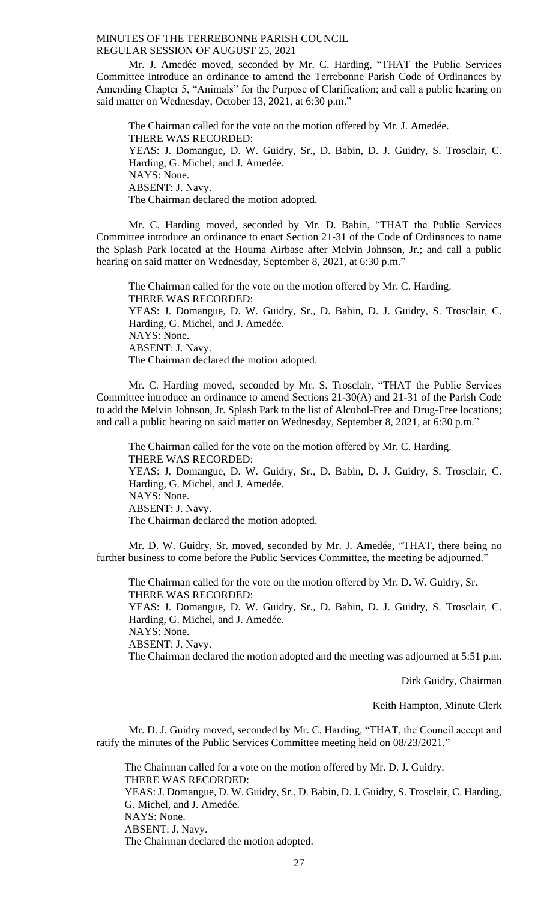Mr. J. Amedée moved, seconded by Mr. C. Harding, "THAT the Public Services Committee introduce an ordinance to amend the Terrebonne Parish Code of Ordinances by Amending Chapter 5, "Animals" for the Purpose of Clarification; and call a public hearing on said matter on Wednesday, October 13, 2021, at 6:30 p.m."

The Chairman called for the vote on the motion offered by Mr. J. Amedée.
THERE WAS RECORDED:
YEAS: J. Domangue, D. W. Guidry, Sr., D. Babin, D. J. Guidry, S. Trosclair, C. Harding, G. Michel, and J. Amedée.
NAYS: None.
ABSENT: J. Navy.
The Chairman declared the motion adopted.

Mr. C. Harding moved, seconded by Mr. D. Babin, "THAT the Public Services Committee introduce an ordinance to enact Section 21-31 of the Code of Ordinances to name the Splash Park located at the Houma Airbase after Melvin Johnson, Jr.; and call a public hearing on said matter on Wednesday, September 8, 2021, at 6:30 p.m."

The Chairman called for the vote on the motion offered by Mr. C. Harding.
THERE WAS RECORDED:
YEAS: J. Domangue, D. W. Guidry, Sr., D. Babin, D. J. Guidry, S. Trosclair, C. Harding, G. Michel, and J. Amedée.
NAYS: None.
ABSENT: J. Navy.
The Chairman declared the motion adopted.

Mr. C. Harding moved, seconded by Mr. S. Trosclair, "THAT the Public Services Committee introduce an ordinance to amend Sections 21-30(A) and 21-31 of the Parish Code to add the Melvin Johnson, Jr. Splash Park to the list of Alcohol-Free and Drug-Free locations; and call a public hearing on said matter on Wednesday, September 8, 2021, at 6:30 p.m."

The Chairman called for the vote on the motion offered by Mr. C. Harding.
THERE WAS RECORDED:
YEAS: J. Domangue, D. W. Guidry, Sr., D. Babin, D. J. Guidry, S. Trosclair, C. Harding, G. Michel, and J. Amedée.
NAYS: None.
ABSENT: J. Navy.
The Chairman declared the motion adopted.

Mr. D. W. Guidry, Sr. moved, seconded by Mr. J. Amedée, "THAT, there being no further business to come before the Public Services Committee, the meeting be adjourned."

The Chairman called for the vote on the motion offered by Mr. D. W. Guidry, Sr.
THERE WAS RECORDED:
YEAS: J. Domangue, D. W. Guidry, Sr., D. Babin, D. J. Guidry, S. Trosclair, C. Harding, G. Michel, and J. Amedée.
NAYS: None.
ABSENT: J. Navy.
The Chairman declared the motion adopted and the meeting was adjourned at 5:51 p.m.

Dirk Guidry, Chairman

Keith Hampton, Minute Clerk

Mr. D. J. Guidry moved, seconded by Mr. C. Harding, "THAT, the Council accept and ratify the minutes of the Public Services Committee meeting held on 08/23/2021."

The Chairman called for a vote on the motion offered by Mr. D. J. Guidry.
THERE WAS RECORDED:
YEAS: J. Domangue, D. W. Guidry, Sr., D. Babin, D. J. Guidry, S. Trosclair, C. Harding, G. Michel, and J. Amedée.
NAYS: None.
ABSENT: J. Navy.
The Chairman declared the motion adopted.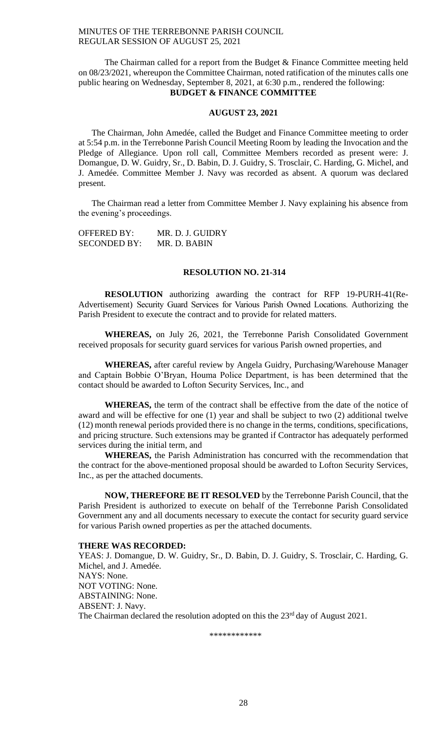The Chairman called for a report from the Budget & Finance Committee meeting held on 08/23/2021, whereupon the Committee Chairman, noted ratification of the minutes calls one public hearing on Wednesday, September 8, 2021, at 6:30 p.m., rendered the following:

**BUDGET & FINANCE COMMITTEE**

**AUGUST 23, 2021**

The Chairman, John Amedée, called the Budget and Finance Committee meeting to order at 5:54 p.m. in the Terrebonne Parish Council Meeting Room by leading the Invocation and the Pledge of Allegiance. Upon roll call, Committee Members recorded as present were: J. Domangue, D. W. Guidry, Sr., D. Babin, D. J. Guidry, S. Trosclair, C. Harding, G. Michel, and J. Amedée. Committee Member J. Navy was recorded as absent. A quorum was declared present.

The Chairman read a letter from Committee Member J. Navy explaining his absence from the evening's proceedings.

OFFERED BY: MR. D. J. GUIDRY
SECONDED BY: MR. D. BABIN

**RESOLUTION NO. 21-314**

**RESOLUTION** authorizing awarding the contract for RFP 19-PURH-41(Re-Advertisement) Security Guard Services for Various Parish Owned Locations. Authorizing the Parish President to execute the contract and to provide for related matters.

**WHEREAS,** on July 26, 2021, the Terrebonne Parish Consolidated Government received proposals for security guard services for various Parish owned properties, and

**WHEREAS,** after careful review by Angela Guidry, Purchasing/Warehouse Manager and Captain Bobbie O'Bryan, Houma Police Department, is has been determined that the contact should be awarded to Lofton Security Services, Inc., and

**WHEREAS,** the term of the contract shall be effective from the date of the notice of award and will be effective for one (1) year and shall be subject to two (2) additional twelve (12) month renewal periods provided there is no change in the terms, conditions, specifications, and pricing structure. Such extensions may be granted if Contractor has adequately performed services during the initial term, and

**WHEREAS,** the Parish Administration has concurred with the recommendation that the contract for the above-mentioned proposal should be awarded to Lofton Security Services, Inc., as per the attached documents.

**NOW, THEREFORE BE IT RESOLVED** by the Terrebonne Parish Council, that the Parish President is authorized to execute on behalf of the Terrebonne Parish Consolidated Government any and all documents necessary to execute the contact for security guard service for various Parish owned properties as per the attached documents.

**THERE WAS RECORDED:**

YEAS: J. Domangue, D. W. Guidry, Sr., D. Babin, D. J. Guidry, S. Trosclair, C. Harding, G. Michel, and J. Amedée.
NAYS: None.
NOT VOTING: None.
ABSTAINING: None.
ABSENT: J. Navy.
The Chairman declared the resolution adopted on this the 23rd day of August 2021.

\*\*\*\*\*\*\*\*\*\*\*\*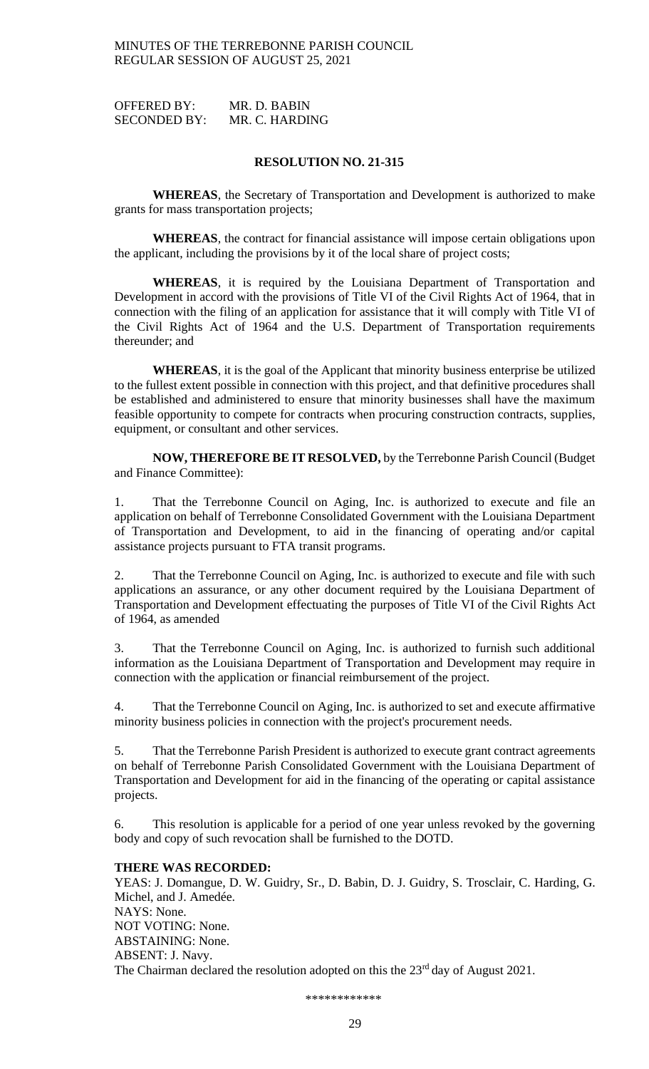OFFERED BY: MR. D. BABIN
SECONDED BY: MR. C. HARDING

**RESOLUTION NO. 21-315**

**WHEREAS**, the Secretary of Transportation and Development is authorized to make grants for mass transportation projects;

**WHEREAS**, the contract for financial assistance will impose certain obligations upon the applicant, including the provisions by it of the local share of project costs;

**WHEREAS**, it is required by the Louisiana Department of Transportation and Development in accord with the provisions of Title VI of the Civil Rights Act of 1964, that in connection with the filing of an application for assistance that it will comply with Title VI of the Civil Rights Act of 1964 and the U.S. Department of Transportation requirements thereunder; and

**WHEREAS**, it is the goal of the Applicant that minority business enterprise be utilized to the fullest extent possible in connection with this project, and that definitive procedures shall be established and administered to ensure that minority businesses shall have the maximum feasible opportunity to compete for contracts when procuring construction contracts, supplies, equipment, or consultant and other services.

**NOW, THEREFORE BE IT RESOLVED,** by the Terrebonne Parish Council (Budget and Finance Committee):

1. That the Terrebonne Council on Aging, Inc. is authorized to execute and file an application on behalf of Terrebonne Consolidated Government with the Louisiana Department of Transportation and Development, to aid in the financing of operating and/or capital assistance projects pursuant to FTA transit programs.

2. That the Terrebonne Council on Aging, Inc. is authorized to execute and file with such applications an assurance, or any other document required by the Louisiana Department of Transportation and Development effectuating the purposes of Title VI of the Civil Rights Act of 1964, as amended

3. That the Terrebonne Council on Aging, Inc. is authorized to furnish such additional information as the Louisiana Department of Transportation and Development may require in connection with the application or financial reimbursement of the project.

4. That the Terrebonne Council on Aging, Inc. is authorized to set and execute affirmative minority business policies in connection with the project's procurement needs.

5. That the Terrebonne Parish President is authorized to execute grant contract agreements on behalf of Terrebonne Parish Consolidated Government with the Louisiana Department of Transportation and Development for aid in the financing of the operating or capital assistance projects.

6. This resolution is applicable for a period of one year unless revoked by the governing body and copy of such revocation shall be furnished to the DOTD.

**THERE WAS RECORDED:**
YEAS: J. Domangue, D. W. Guidry, Sr., D. Babin, D. J. Guidry, S. Trosclair, C. Harding, G. Michel, and J. Amedée.
NAYS: None.
NOT VOTING: None.
ABSTAINING: None.
ABSENT: J. Navy.
The Chairman declared the resolution adopted on this the 23rd day of August 2021.

\*\*\*\*\*\*\*\*\*\*\*\*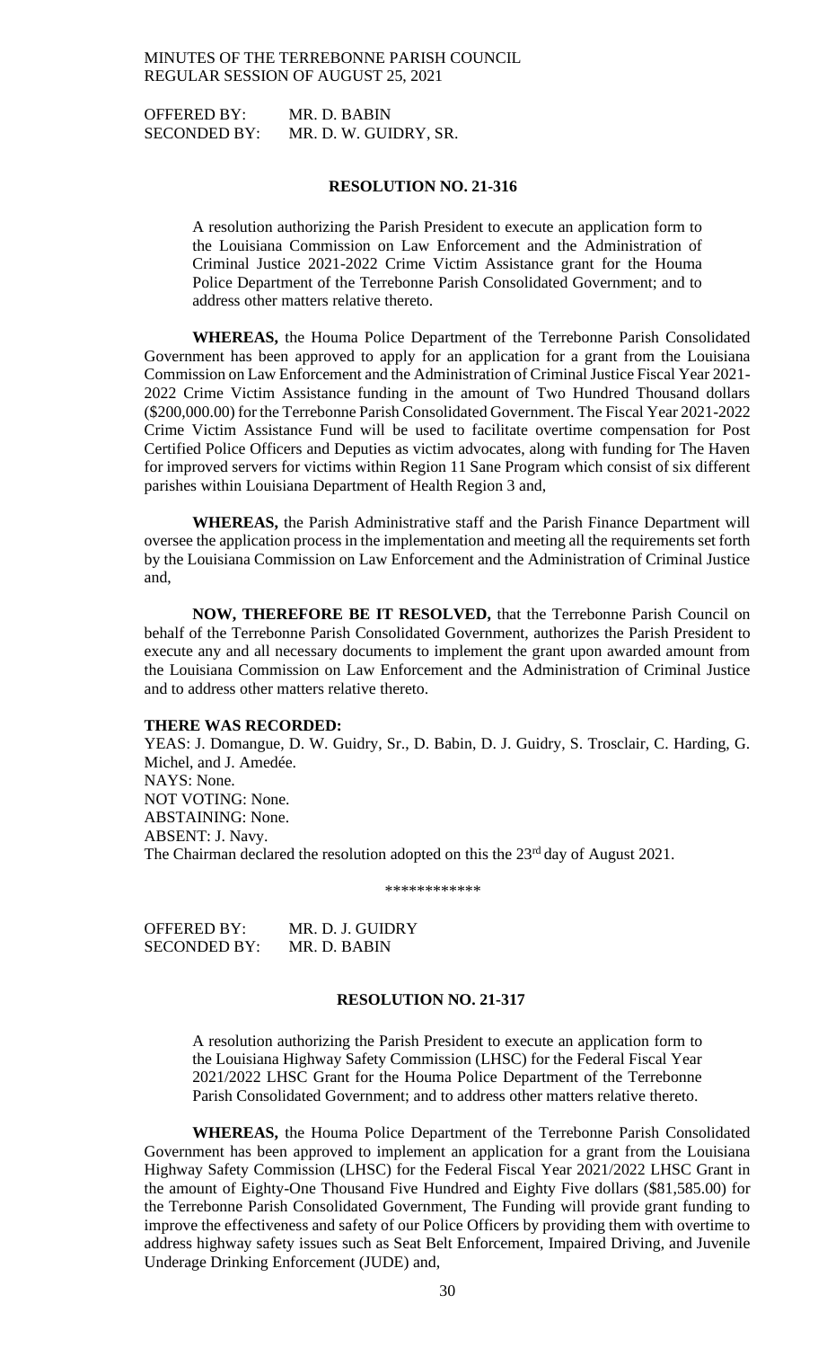OFFERED BY: MR. D. BABIN
SECONDED BY: MR. D. W. GUIDRY, SR.

**RESOLUTION NO. 21-316**

A resolution authorizing the Parish President to execute an application form to the Louisiana Commission on Law Enforcement and the Administration of Criminal Justice 2021-2022 Crime Victim Assistance grant for the Houma Police Department of the Terrebonne Parish Consolidated Government; and to address other matters relative thereto.

**WHEREAS,** the Houma Police Department of the Terrebonne Parish Consolidated Government has been approved to apply for an application for a grant from the Louisiana Commission on Law Enforcement and the Administration of Criminal Justice Fiscal Year 2021-2022 Crime Victim Assistance funding in the amount of Two Hundred Thousand dollars ($200,000.00) for the Terrebonne Parish Consolidated Government. The Fiscal Year 2021-2022 Crime Victim Assistance Fund will be used to facilitate overtime compensation for Post Certified Police Officers and Deputies as victim advocates, along with funding for The Haven for improved servers for victims within Region 11 Sane Program which consist of six different parishes within Louisiana Department of Health Region 3 and,

**WHEREAS,** the Parish Administrative staff and the Parish Finance Department will oversee the application process in the implementation and meeting all the requirements set forth by the Louisiana Commission on Law Enforcement and the Administration of Criminal Justice and,

**NOW, THEREFORE BE IT RESOLVED,** that the Terrebonne Parish Council on behalf of the Terrebonne Parish Consolidated Government, authorizes the Parish President to execute any and all necessary documents to implement the grant upon awarded amount from the Louisiana Commission on Law Enforcement and the Administration of Criminal Justice and to address other matters relative thereto.

**THERE WAS RECORDED:**
YEAS: J. Domangue, D. W. Guidry, Sr., D. Babin, D. J. Guidry, S. Trosclair, C. Harding, G. Michel, and J. Amedée.
NAYS: None.
NOT VOTING: None.
ABSTAINING: None.
ABSENT: J. Navy.
The Chairman declared the resolution adopted on this the 23rd day of August 2021.

\*\*\*\*\*\*\*\*\*\*\*\*

OFFERED BY: MR. D. J. GUIDRY
SECONDED BY: MR. D. BABIN

**RESOLUTION NO. 21-317**

A resolution authorizing the Parish President to execute an application form to the Louisiana Highway Safety Commission (LHSC) for the Federal Fiscal Year 2021/2022 LHSC Grant for the Houma Police Department of the Terrebonne Parish Consolidated Government; and to address other matters relative thereto.

**WHEREAS,** the Houma Police Department of the Terrebonne Parish Consolidated Government has been approved to implement an application for a grant from the Louisiana Highway Safety Commission (LHSC) for the Federal Fiscal Year 2021/2022 LHSC Grant in the amount of Eighty-One Thousand Five Hundred and Eighty Five dollars ($81,585.00) for the Terrebonne Parish Consolidated Government, The Funding will provide grant funding to improve the effectiveness and safety of our Police Officers by providing them with overtime to address highway safety issues such as Seat Belt Enforcement, Impaired Driving, and Juvenile Underage Drinking Enforcement (JUDE) and,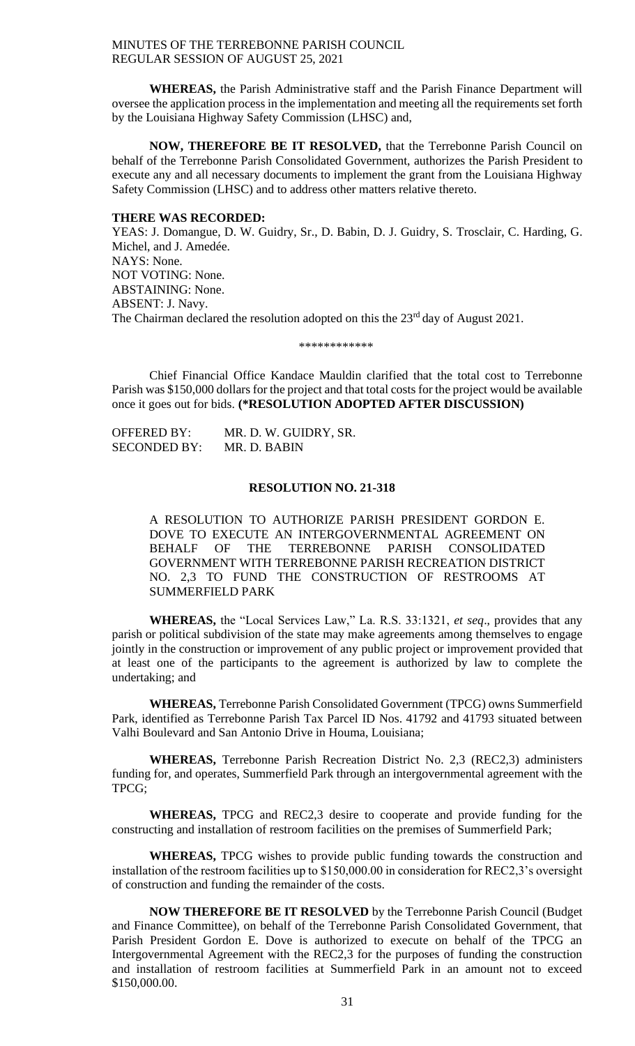**WHEREAS,** the Parish Administrative staff and the Parish Finance Department will oversee the application process in the implementation and meeting all the requirements set forth by the Louisiana Highway Safety Commission (LHSC) and,

**NOW, THEREFORE BE IT RESOLVED,** that the Terrebonne Parish Council on behalf of the Terrebonne Parish Consolidated Government, authorizes the Parish President to execute any and all necessary documents to implement the grant from the Louisiana Highway Safety Commission (LHSC) and to address other matters relative thereto.

**THERE WAS RECORDED:**

YEAS: J. Domangue, D. W. Guidry, Sr., D. Babin, D. J. Guidry, S. Trosclair, C. Harding, G. Michel, and J. Amedée.
NAYS: None.
NOT VOTING: None.
ABSTAINING: None.
ABSENT: J. Navy.
The Chairman declared the resolution adopted on this the 23rd day of August 2021.

\*\*\*\*\*\*\*\*\*\*\*\*

Chief Financial Office Kandace Mauldin clarified that the total cost to Terrebonne Parish was $150,000 dollars for the project and that total costs for the project would be available once it goes out for bids. **(\*RESOLUTION ADOPTED AFTER DISCUSSION)**

OFFERED BY: MR. D. W. GUIDRY, SR.
SECONDED BY: MR. D. BABIN

## RESOLUTION NO. 21-318

A RESOLUTION TO AUTHORIZE PARISH PRESIDENT GORDON E. DOVE TO EXECUTE AN INTERGOVERNMENTAL AGREEMENT ON BEHALF OF THE TERREBONNE PARISH CONSOLIDATED GOVERNMENT WITH TERREBONNE PARISH RECREATION DISTRICT NO. 2,3 TO FUND THE CONSTRUCTION OF RESTROOMS AT SUMMERFIELD PARK

**WHEREAS,** the "Local Services Law," La. R.S. 33:1321, *et seq*., provides that any parish or political subdivision of the state may make agreements among themselves to engage jointly in the construction or improvement of any public project or improvement provided that at least one of the participants to the agreement is authorized by law to complete the undertaking; and

**WHEREAS,** Terrebonne Parish Consolidated Government (TPCG) owns Summerfield Park, identified as Terrebonne Parish Tax Parcel ID Nos. 41792 and 41793 situated between Valhi Boulevard and San Antonio Drive in Houma, Louisiana;

**WHEREAS,** Terrebonne Parish Recreation District No. 2,3 (REC2,3) administers funding for, and operates, Summerfield Park through an intergovernmental agreement with the TPCG;

**WHEREAS,** TPCG and REC2,3 desire to cooperate and provide funding for the constructing and installation of restroom facilities on the premises of Summerfield Park;

**WHEREAS,** TPCG wishes to provide public funding towards the construction and installation of the restroom facilities up to $150,000.00 in consideration for REC2,3's oversight of construction and funding the remainder of the costs.

**NOW THEREFORE BE IT RESOLVED** by the Terrebonne Parish Council (Budget and Finance Committee), on behalf of the Terrebonne Parish Consolidated Government, that Parish President Gordon E. Dove is authorized to execute on behalf of the TPCG an Intergovernmental Agreement with the REC2,3 for the purposes of funding the construction and installation of restroom facilities at Summerfield Park in an amount not to exceed $150,000.00.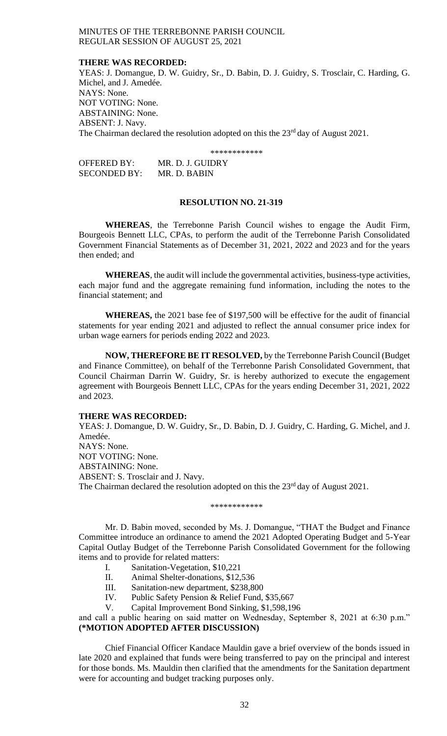**THERE WAS RECORDED:**

YEAS: J. Domangue, D. W. Guidry, Sr., D. Babin, D. J. Guidry, S. Trosclair, C. Harding, G. Michel, and J. Amedée.
NAYS: None.
NOT VOTING: None.
ABSTAINING: None.
ABSENT: J. Navy.
The Chairman declared the resolution adopted on this the 23rd day of August 2021.

\*\*\*\*\*\*\*\*\*\*\*\*

OFFERED BY: MR. D. J. GUIDRY
SECONDED BY: MR. D. BABIN

**RESOLUTION NO. 21-319**

**WHEREAS**, the Terrebonne Parish Council wishes to engage the Audit Firm, Bourgeois Bennett LLC, CPAs, to perform the audit of the Terrebonne Parish Consolidated Government Financial Statements as of December 31, 2021, 2022 and 2023 and for the years then ended; and

**WHEREAS**, the audit will include the governmental activities, business-type activities, each major fund and the aggregate remaining fund information, including the notes to the financial statement; and

**WHEREAS,** the 2021 base fee of $197,500 will be effective for the audit of financial statements for year ending 2021 and adjusted to reflect the annual consumer price index for urban wage earners for periods ending 2022 and 2023.

**NOW, THEREFORE BE IT RESOLVED,** by the Terrebonne Parish Council (Budget and Finance Committee), on behalf of the Terrebonne Parish Consolidated Government, that Council Chairman Darrin W. Guidry, Sr. is hereby authorized to execute the engagement agreement with Bourgeois Bennett LLC, CPAs for the years ending December 31, 2021, 2022 and 2023.

**THERE WAS RECORDED:**

YEAS: J. Domangue, D. W. Guidry, Sr., D. Babin, D. J. Guidry, C. Harding, G. Michel, and J. Amedée.
NAYS: None.
NOT VOTING: None.
ABSTAINING: None.
ABSENT: S. Trosclair and J. Navy.
The Chairman declared the resolution adopted on this the 23rd day of August 2021.

\*\*\*\*\*\*\*\*\*\*\*\*

Mr. D. Babin moved, seconded by Ms. J. Domangue, "THAT the Budget and Finance Committee introduce an ordinance to amend the 2021 Adopted Operating Budget and 5-Year Capital Outlay Budget of the Terrebonne Parish Consolidated Government for the following items and to provide for related matters:

I. Sanitation-Vegetation, $10,221
II. Animal Shelter-donations, $12,536
III. Sanitation-new department, $238,800
IV. Public Safety Pension & Relief Fund, $35,667
V. Capital Improvement Bond Sinking, $1,598,196

and call a public hearing on said matter on Wednesday, September 8, 2021 at 6:30 p.m." **(\*MOTION ADOPTED AFTER DISCUSSION)**

Chief Financial Officer Kandace Mauldin gave a brief overview of the bonds issued in late 2020 and explained that funds were being transferred to pay on the principal and interest for those bonds. Ms. Mauldin then clarified that the amendments for the Sanitation department were for accounting and budget tracking purposes only.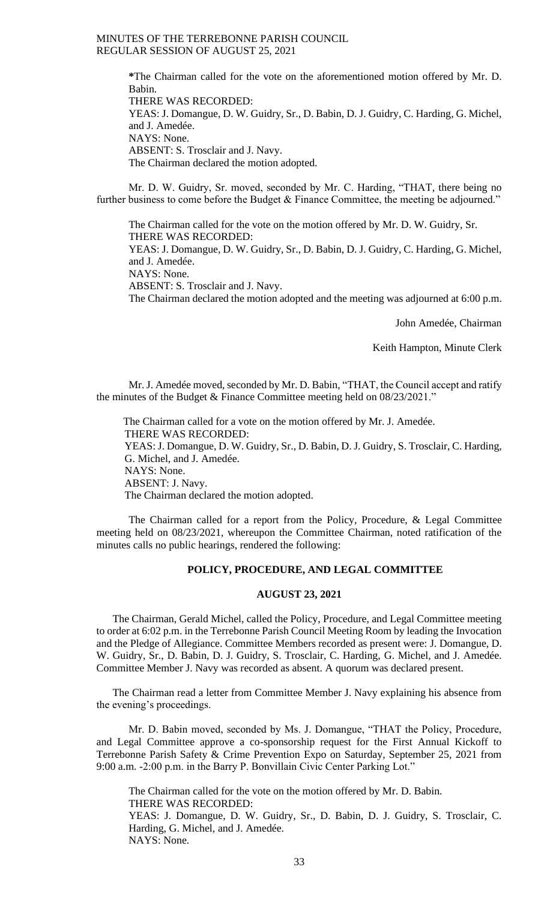*The Chairman called for the vote on the aforementioned motion offered by Mr. D. Babin.
THERE WAS RECORDED:
YEAS: J. Domangue, D. W. Guidry, Sr., D. Babin, D. J. Guidry, C. Harding, G. Michel, and J. Amedée.
NAYS: None.
ABSENT: S. Trosclair and J. Navy.
The Chairman declared the motion adopted.

Mr. D. W. Guidry, Sr. moved, seconded by Mr. C. Harding, "THAT, there being no further business to come before the Budget & Finance Committee, the meeting be adjourned."

The Chairman called for the vote on the motion offered by Mr. D. W. Guidry, Sr.
THERE WAS RECORDED:
YEAS: J. Domangue, D. W. Guidry, Sr., D. Babin, D. J. Guidry, C. Harding, G. Michel, and J. Amedée.
NAYS: None.
ABSENT: S. Trosclair and J. Navy.
The Chairman declared the motion adopted and the meeting was adjourned at 6:00 p.m.

John Amedée, Chairman

Keith Hampton, Minute Clerk

Mr. J. Amedée moved, seconded by Mr. D. Babin, "THAT, the Council accept and ratify the minutes of the Budget & Finance Committee meeting held on 08/23/2021."

The Chairman called for a vote on the motion offered by Mr. J. Amedée.
THERE WAS RECORDED:
YEAS: J. Domangue, D. W. Guidry, Sr., D. Babin, D. J. Guidry, S. Trosclair, C. Harding, G. Michel, and J. Amedée.
NAYS: None.
ABSENT: J. Navy.
The Chairman declared the motion adopted.

The Chairman called for a report from the Policy, Procedure, & Legal Committee meeting held on 08/23/2021, whereupon the Committee Chairman, noted ratification of the minutes calls no public hearings, rendered the following:

## POLICY, PROCEDURE, AND LEGAL COMMITTEE

### AUGUST 23, 2021

The Chairman, Gerald Michel, called the Policy, Procedure, and Legal Committee meeting to order at 6:02 p.m. in the Terrebonne Parish Council Meeting Room by leading the Invocation and the Pledge of Allegiance. Committee Members recorded as present were: J. Domangue, D. W. Guidry, Sr., D. Babin, D. J. Guidry, S. Trosclair, C. Harding, G. Michel, and J. Amedée. Committee Member J. Navy was recorded as absent. A quorum was declared present.

The Chairman read a letter from Committee Member J. Navy explaining his absence from the evening's proceedings.

Mr. D. Babin moved, seconded by Ms. J. Domangue, "THAT the Policy, Procedure, and Legal Committee approve a co-sponsorship request for the First Annual Kickoff to Terrebonne Parish Safety & Crime Prevention Expo on Saturday, September 25, 2021 from 9:00 a.m. -2:00 p.m. in the Barry P. Bonvillain Civic Center Parking Lot."

The Chairman called for the vote on the motion offered by Mr. D. Babin.
THERE WAS RECORDED:
YEAS: J. Domangue, D. W. Guidry, Sr., D. Babin, D. J. Guidry, S. Trosclair, C. Harding, G. Michel, and J. Amedée.
NAYS: None.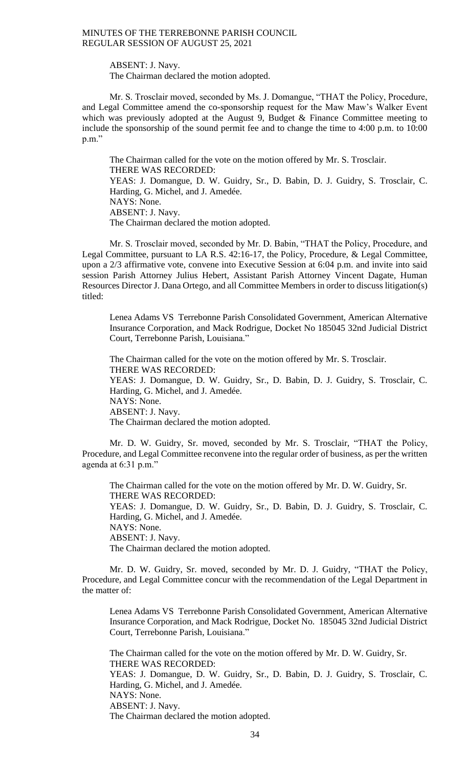ABSENT: J. Navy.
The Chairman declared the motion adopted.

Mr. S. Trosclair moved, seconded by Ms. J. Domangue, "THAT the Policy, Procedure, and Legal Committee amend the co-sponsorship request for the Maw Maw's Walker Event which was previously adopted at the August 9, Budget & Finance Committee meeting to include the sponsorship of the sound permit fee and to change the time to 4:00 p.m. to 10:00 p.m."

The Chairman called for the vote on the motion offered by Mr. S. Trosclair.
THERE WAS RECORDED:
YEAS: J. Domangue, D. W. Guidry, Sr., D. Babin, D. J. Guidry, S. Trosclair, C. Harding, G. Michel, and J. Amedée.
NAYS: None.
ABSENT: J. Navy.
The Chairman declared the motion adopted.

Mr. S. Trosclair moved, seconded by Mr. D. Babin, "THAT the Policy, Procedure, and Legal Committee, pursuant to LA R.S. 42:16-17, the Policy, Procedure, & Legal Committee, upon a 2/3 affirmative vote, convene into Executive Session at 6:04 p.m. and invite into said session Parish Attorney Julius Hebert, Assistant Parish Attorney Vincent Dagate, Human Resources Director J. Dana Ortego, and all Committee Members in order to discuss litigation(s) titled:

Lenea Adams VS Terrebonne Parish Consolidated Government, American Alternative Insurance Corporation, and Mack Rodrigue, Docket No 185045 32nd Judicial District Court, Terrebonne Parish, Louisiana."

The Chairman called for the vote on the motion offered by Mr. S. Trosclair.
THERE WAS RECORDED:
YEAS: J. Domangue, D. W. Guidry, Sr., D. Babin, D. J. Guidry, S. Trosclair, C. Harding, G. Michel, and J. Amedée.
NAYS: None.
ABSENT: J. Navy.
The Chairman declared the motion adopted.

Mr. D. W. Guidry, Sr. moved, seconded by Mr. S. Trosclair, "THAT the Policy, Procedure, and Legal Committee reconvene into the regular order of business, as per the written agenda at 6:31 p.m."

The Chairman called for the vote on the motion offered by Mr. D. W. Guidry, Sr.
THERE WAS RECORDED:
YEAS: J. Domangue, D. W. Guidry, Sr., D. Babin, D. J. Guidry, S. Trosclair, C. Harding, G. Michel, and J. Amedée.
NAYS: None.
ABSENT: J. Navy.
The Chairman declared the motion adopted.

Mr. D. W. Guidry, Sr. moved, seconded by Mr. D. J. Guidry, "THAT the Policy, Procedure, and Legal Committee concur with the recommendation of the Legal Department in the matter of:

Lenea Adams VS Terrebonne Parish Consolidated Government, American Alternative Insurance Corporation, and Mack Rodrigue, Docket No. 185045 32nd Judicial District Court, Terrebonne Parish, Louisiana."

The Chairman called for the vote on the motion offered by Mr. D. W. Guidry, Sr.
THERE WAS RECORDED:
YEAS: J. Domangue, D. W. Guidry, Sr., D. Babin, D. J. Guidry, S. Trosclair, C. Harding, G. Michel, and J. Amedée.
NAYS: None.
ABSENT: J. Navy.
The Chairman declared the motion adopted.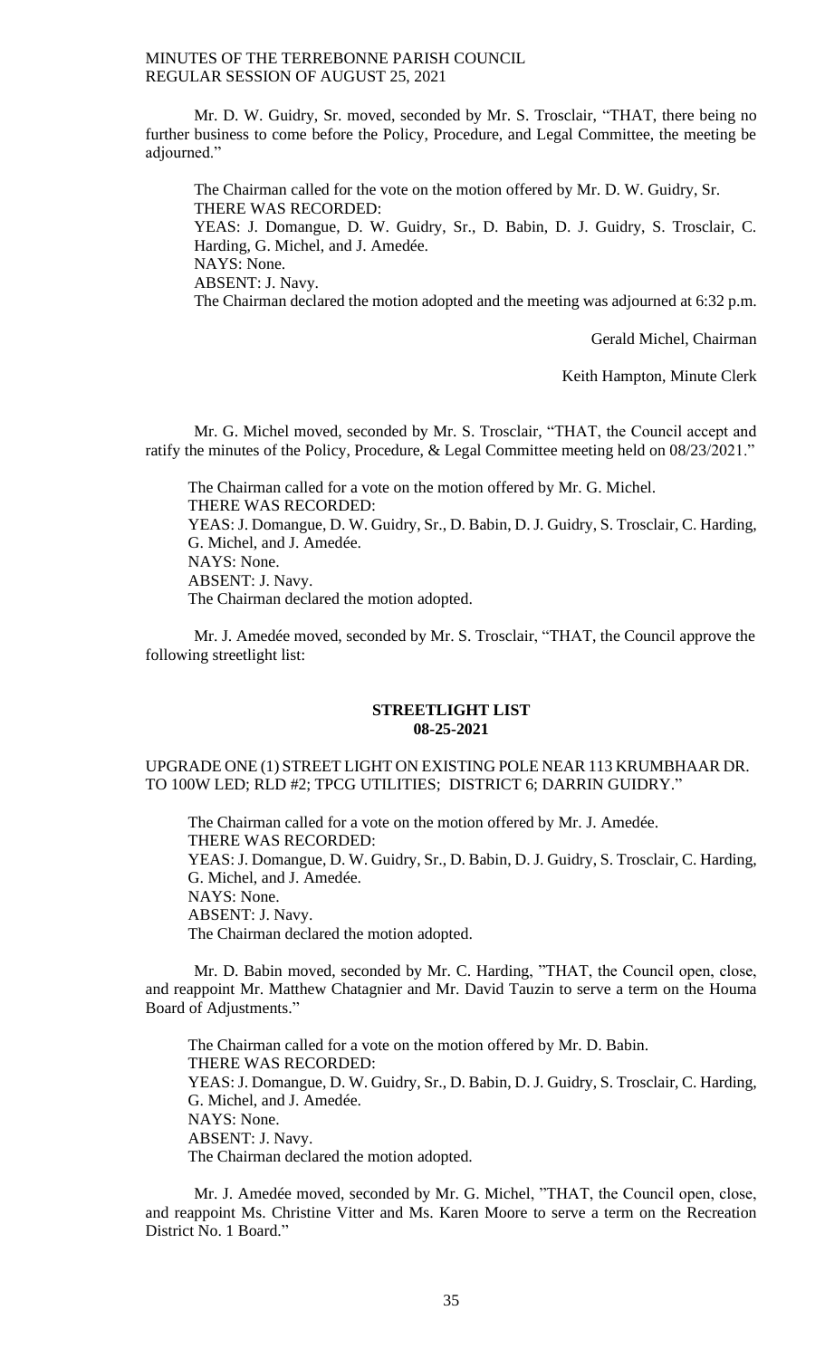Mr. D. W. Guidry, Sr. moved, seconded by Mr. S. Trosclair, "THAT, there being no further business to come before the Policy, Procedure, and Legal Committee, the meeting be adjourned."

The Chairman called for the vote on the motion offered by Mr. D. W. Guidry, Sr.
THERE WAS RECORDED:
YEAS: J. Domangue, D. W. Guidry, Sr., D. Babin, D. J. Guidry, S. Trosclair, C. Harding, G. Michel, and J. Amedée.
NAYS: None.
ABSENT: J. Navy.
The Chairman declared the motion adopted and the meeting was adjourned at 6:32 p.m.

Gerald Michel, Chairman

Keith Hampton, Minute Clerk

Mr. G. Michel moved, seconded by Mr. S. Trosclair, "THAT, the Council accept and ratify the minutes of the Policy, Procedure, & Legal Committee meeting held on 08/23/2021."

The Chairman called for a vote on the motion offered by Mr. G. Michel.
THERE WAS RECORDED:
YEAS: J. Domangue, D. W. Guidry, Sr., D. Babin, D. J. Guidry, S. Trosclair, C. Harding, G. Michel, and J. Amedée.
NAYS: None.
ABSENT: J. Navy.
The Chairman declared the motion adopted.

Mr. J. Amedée moved, seconded by Mr. S. Trosclair, "THAT, the Council approve the following streetlight list:

**STREETLIGHT LIST**
**08-25-2021**

UPGRADE ONE (1) STREET LIGHT ON EXISTING POLE NEAR 113 KRUMBHAAR DR. TO 100W LED; RLD #2; TPCG UTILITIES; DISTRICT 6; DARRIN GUIDRY."

The Chairman called for a vote on the motion offered by Mr. J. Amedée.
THERE WAS RECORDED:
YEAS: J. Domangue, D. W. Guidry, Sr., D. Babin, D. J. Guidry, S. Trosclair, C. Harding, G. Michel, and J. Amedée.
NAYS: None.
ABSENT: J. Navy.
The Chairman declared the motion adopted.

Mr. D. Babin moved, seconded by Mr. C. Harding, "THAT, the Council open, close, and reappoint Mr. Matthew Chatagnier and Mr. David Tauzin to serve a term on the Houma Board of Adjustments."

The Chairman called for a vote on the motion offered by Mr. D. Babin.
THERE WAS RECORDED:
YEAS: J. Domangue, D. W. Guidry, Sr., D. Babin, D. J. Guidry, S. Trosclair, C. Harding, G. Michel, and J. Amedée.
NAYS: None.
ABSENT: J. Navy.
The Chairman declared the motion adopted.

Mr. J. Amedée moved, seconded by Mr. G. Michel, "THAT, the Council open, close, and reappoint Ms. Christine Vitter and Ms. Karen Moore to serve a term on the Recreation District No. 1 Board."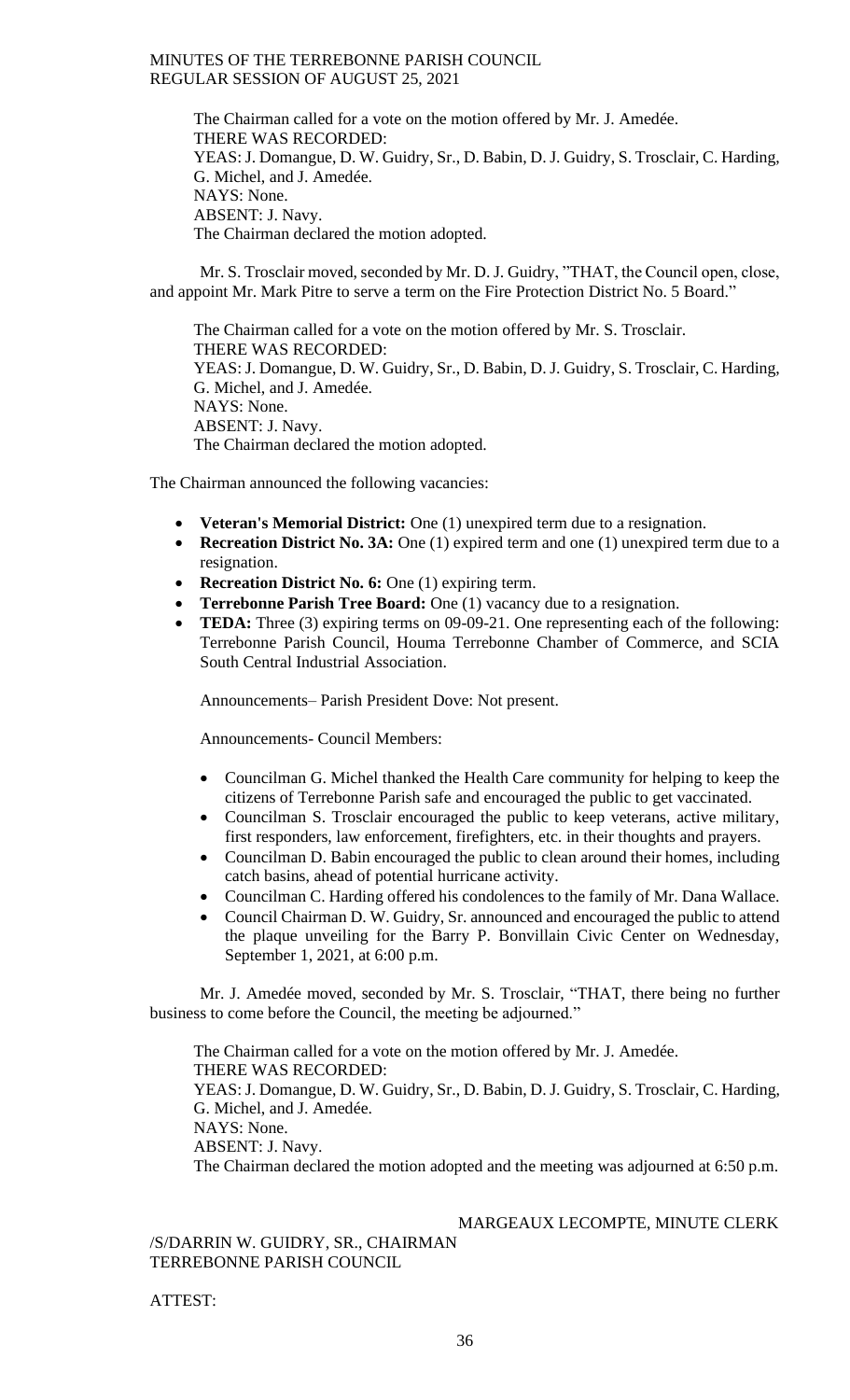The Chairman called for a vote on the motion offered by Mr. J. Amedée.
THERE WAS RECORDED:
YEAS: J. Domangue, D. W. Guidry, Sr., D. Babin, D. J. Guidry, S. Trosclair, C. Harding, G. Michel, and J. Amedée.
NAYS: None.
ABSENT: J. Navy.
The Chairman declared the motion adopted.

Mr. S. Trosclair moved, seconded by Mr. D. J. Guidry, "THAT, the Council open, close, and appoint Mr. Mark Pitre to serve a term on the Fire Protection District No. 5 Board."

The Chairman called for a vote on the motion offered by Mr. S. Trosclair.
THERE WAS RECORDED:
YEAS: J. Domangue, D. W. Guidry, Sr., D. Babin, D. J. Guidry, S. Trosclair, C. Harding, G. Michel, and J. Amedée.
NAYS: None.
ABSENT: J. Navy.
The Chairman declared the motion adopted.

The Chairman announced the following vacancies:

- **Veteran's Memorial District:** One (1) unexpired term due to a resignation.
- **Recreation District No. 3A:** One (1) expired term and one (1) unexpired term due to a resignation.
- **Recreation District No. 6:** One (1) expiring term.
- **Terrebonne Parish Tree Board:** One (1) vacancy due to a resignation.
- **TEDA:** Three (3) expiring terms on 09-09-21. One representing each of the following: Terrebonne Parish Council, Houma Terrebonne Chamber of Commerce, and SCIA South Central Industrial Association.

Announcements– Parish President Dove: Not present.

Announcements- Council Members:

- Councilman G. Michel thanked the Health Care community for helping to keep the citizens of Terrebonne Parish safe and encouraged the public to get vaccinated.
- Councilman S. Trosclair encouraged the public to keep veterans, active military, first responders, law enforcement, firefighters, etc. in their thoughts and prayers.
- Councilman D. Babin encouraged the public to clean around their homes, including catch basins, ahead of potential hurricane activity.
- Councilman C. Harding offered his condolences to the family of Mr. Dana Wallace.
- Council Chairman D. W. Guidry, Sr. announced and encouraged the public to attend the plaque unveiling for the Barry P. Bonvillain Civic Center on Wednesday, September 1, 2021, at 6:00 p.m.

Mr. J. Amedée moved, seconded by Mr. S. Trosclair, "THAT, there being no further business to come before the Council, the meeting be adjourned."

The Chairman called for a vote on the motion offered by Mr. J. Amedée.
THERE WAS RECORDED:
YEAS: J. Domangue, D. W. Guidry, Sr., D. Babin, D. J. Guidry, S. Trosclair, C. Harding, G. Michel, and J. Amedée.
NAYS: None.
ABSENT: J. Navy.
The Chairman declared the motion adopted and the meeting was adjourned at 6:50 p.m.

MARGEAUX LECOMPTE, MINUTE CLERK

/S/DARRIN W. GUIDRY, SR., CHAIRMAN
TERREBONNE PARISH COUNCIL

ATTEST: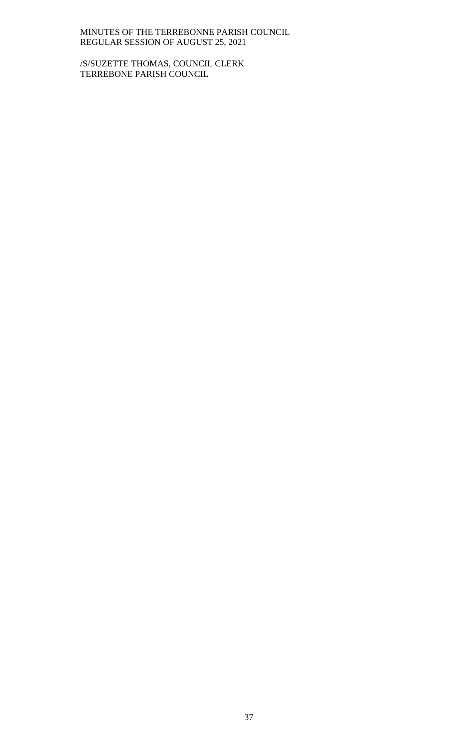/S/SUZETTE THOMAS, COUNCIL CLERK
TERREBONE PARISH COUNCIL